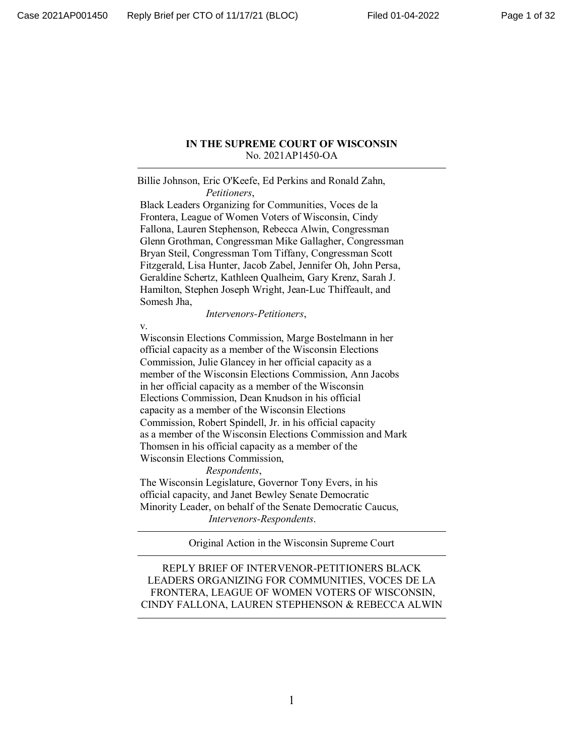**IN THE SUPREME COURT OF WISCONSIN**
No. 2021AP1450-OA

---

Billie Johnson, Eric O'Keefe, Ed Perkins and Ronald Zahn,
*Petitioners*,

Black Leaders Organizing for Communities, Voces de la Frontera, League of Women Voters of Wisconsin, Cindy Fallona, Lauren Stephenson, Rebecca Alwin, Congressman Glenn Grothman, Congressman Mike Gallagher, Congressman Bryan Steil, Congressman Tom Tiffany, Congressman Scott Fitzgerald, Lisa Hunter, Jacob Zabel, Jennifer Oh, John Persa, Geraldine Schertz, Kathleen Qualheim, Gary Krenz, Sarah J. Hamilton, Stephen Joseph Wright, Jean-Luc Thiffeault, and Somesh Jha,
*Intervenors-Petitioners*,

v.

Wisconsin Elections Commission, Marge Bostelmann in her official capacity as a member of the Wisconsin Elections Commission, Julie Glancey in her official capacity as a member of the Wisconsin Elections Commission, Ann Jacobs in her official capacity as a member of the Wisconsin Elections Commission, Dean Knudson in his official capacity as a member of the Wisconsin Elections Commission, Robert Spindell, Jr. in his official capacity as a member of the Wisconsin Elections Commission and Mark Thomsen in his official capacity as a member of the Wisconsin Elections Commission,
*Respondents*,

The Wisconsin Legislature, Governor Tony Evers, in his official capacity, and Janet Bewley Senate Democratic Minority Leader, on behalf of the Senate Democratic Caucus,
*Intervenors-Respondents*.

---

Original Action in the Wisconsin Supreme Court

---

REPLY BRIEF OF INTERVENOR-PETITIONERS BLACK LEADERS ORGANIZING FOR COMMUNITIES, VOCES DE LA FRONTERA, LEAGUE OF WOMEN VOTERS OF WISCONSIN, CINDY FALLONA, LAUREN STEPHENSON & REBECCA ALWIN

---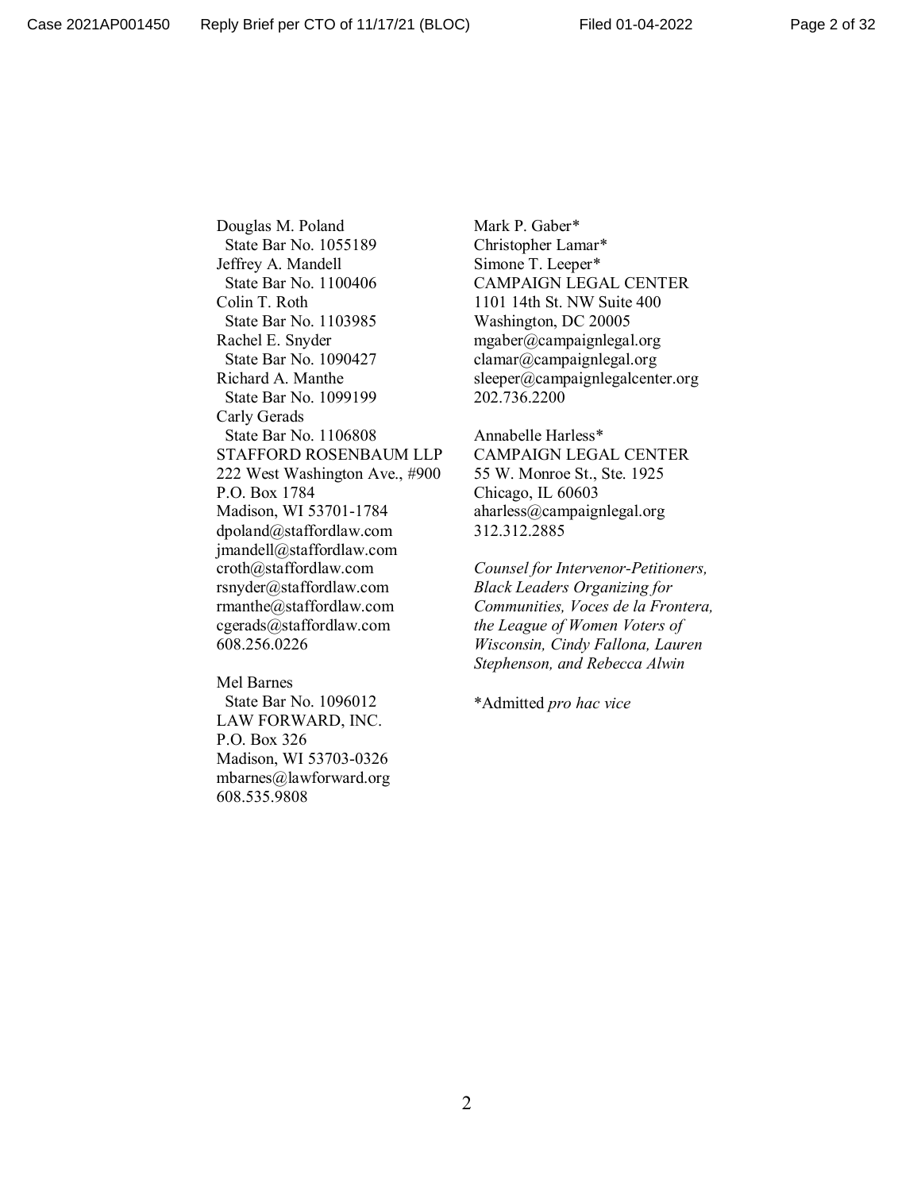Douglas M. Poland
State Bar No. 1055189
Jeffrey A. Mandell
State Bar No. 1100406
Colin T. Roth
State Bar No. 1103985
Rachel E. Snyder
State Bar No. 1090427
Richard A. Manthe
State Bar No. 1099199
Carly Gerads
State Bar No. 1106808
STAFFORD ROSENBAUM LLP
222 West Washington Ave., #900
P.O. Box 1784
Madison, WI 53701-1784
dpoland@staffordlaw.com
jmandell@staffordlaw.com
croth@staffordlaw.com
rsnyder@staffordlaw.com
rmanthe@staffordlaw.com
cgerads@staffordlaw.com
608.256.0226

Mel Barnes
State Bar No. 1096012
LAW FORWARD, INC.
P.O. Box 326
Madison, WI 53703-0326
mbarnes@lawforward.org
608.535.9808

Mark P. Gaber*
Christopher Lamar*
Simone T. Leeper*
CAMPAIGN LEGAL CENTER
1101 14th St. NW Suite 400
Washington, DC 20005
mgaber@campaignlegal.org
clamar@campaignlegal.org
sleeper@campaignlegalcenter.org
202.736.2200

Annabelle Harless*
CAMPAIGN LEGAL CENTER
55 W. Monroe St., Ste. 1925
Chicago, IL 60603
aharless@campaignlegal.org
312.312.2885

*Counsel for Intervenor-Petitioners, Black Leaders Organizing for Communities, Voces de la Frontera, the League of Women Voters of Wisconsin, Cindy Fallona, Lauren Stephenson, and Rebecca Alwin*

*Admitted *pro hac vice*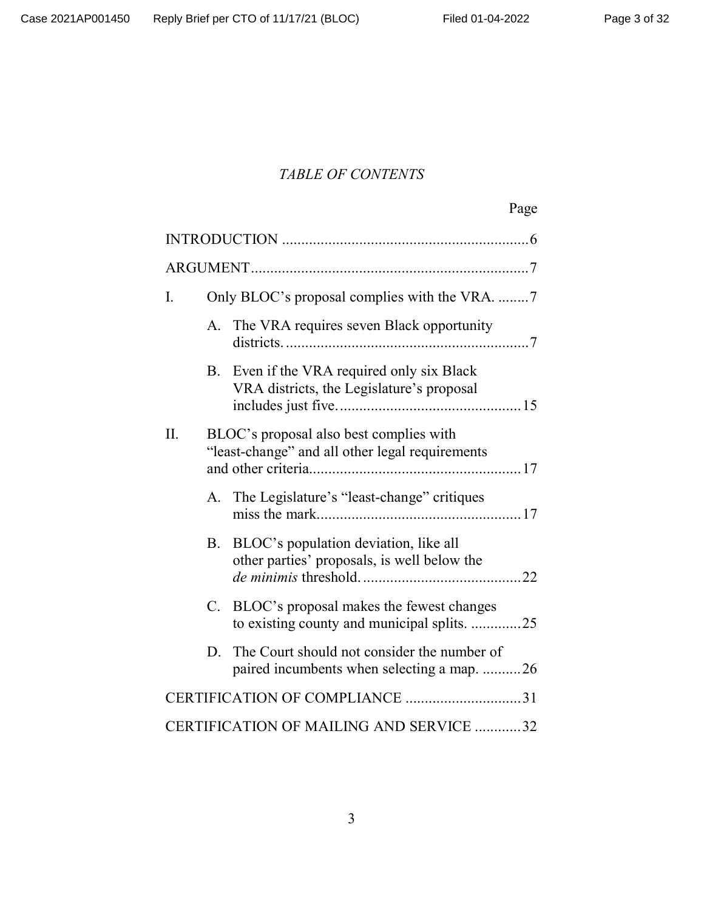*TABLE OF CONTENTS*

| | Page |
|---|---|
| INTRODUCTION | 6 |
| ARGUMENT | 7 |
| I. Only BLOC's proposal complies with the VRA. | 7 |
| A. The VRA requires seven Black opportunity districts. | 7 |
| B. Even if the VRA required only six Black VRA districts, the Legislature's proposal includes just five. | 15 |
| II. BLOC's proposal also best complies with "least-change" and all other legal requirements and other criteria. | 17 |
| A. The Legislature's "least-change" critiques miss the mark. | 17 |
| B. BLOC's population deviation, like all other parties' proposals, is well below the *de minimis* threshold. | 22 |
| C. BLOC's proposal makes the fewest changes to existing county and municipal splits. | 25 |
| D. The Court should not consider the number of paired incumbents when selecting a map. | 26 |
| CERTIFICATION OF COMPLIANCE | 31 |
| CERTIFICATION OF MAILING AND SERVICE | 32 |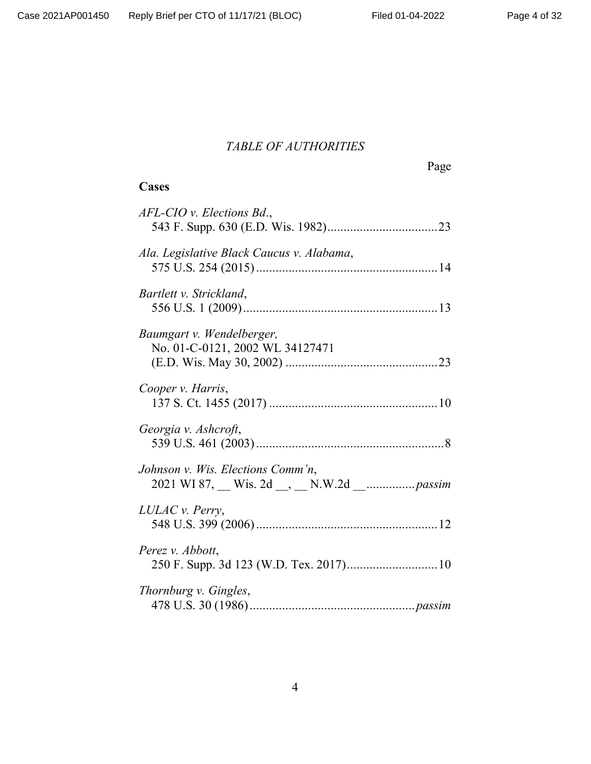*TABLE OF AUTHORITIES*

Page

**Cases**

*AFL-CIO v. Elections Bd.*,
543 F. Supp. 630 (E.D. Wis. 1982)..................................23

*Ala. Legislative Black Caucus v. Alabama*,
575 U.S. 254 (2015)........................................................14

*Bartlett v. Strickland*,
556 U.S. 1 (2009)............................................................13

*Baumgart v. Wendelberger,*
No. 01-C-0121, 2002 WL 34127471
(E.D. Wis. May 30, 2002) ...............................................23

*Cooper v. Harris*,
137 S. Ct. 1455 (2017) ....................................................10

*Georgia v. Ashcroft*,
539 U.S. 461 (2003)..........................................................8

*Johnson v. Wis. Elections Comm'n*,
2021 WI 87, __ Wis. 2d __, __ N.W.2d __...............*passim*

*LULAC v. Perry*,
548 U.S. 399 (2006)........................................................12

*Perez v. Abbott*,
250 F. Supp. 3d 123 (W.D. Tex. 2017)............................10

*Thornburg v. Gingles*,
478 U.S. 30 (1986)...................................................*passim*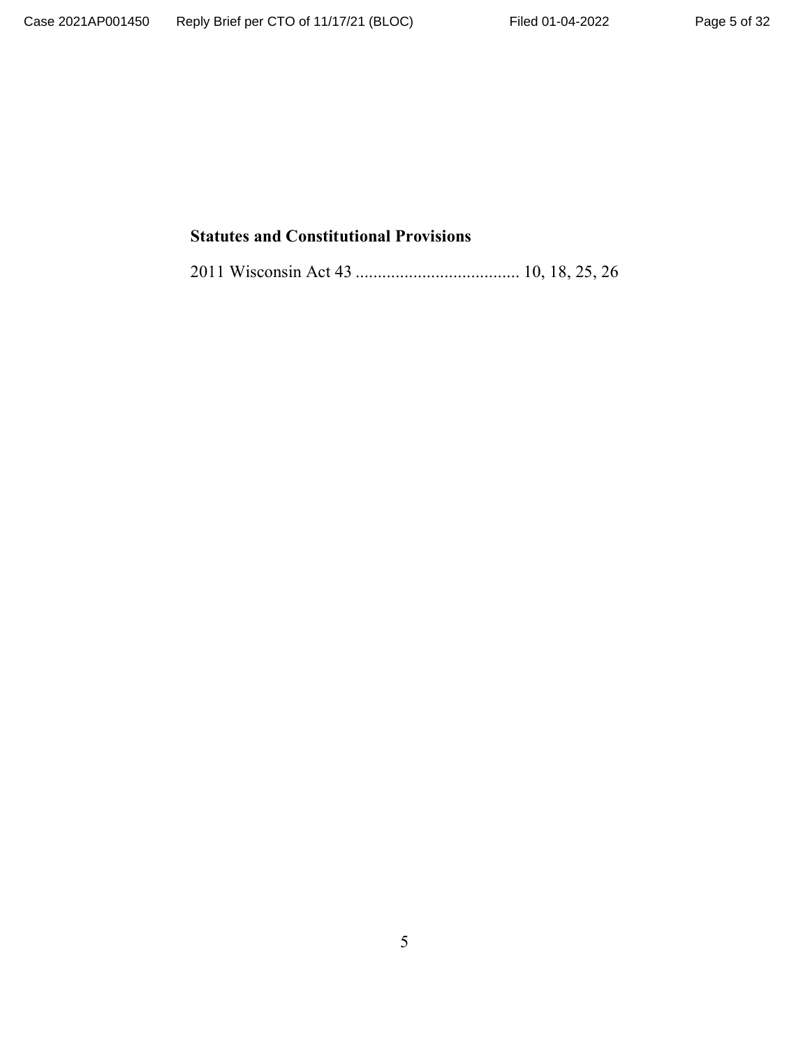**Statutes and Constitutional Provisions**

2011 Wisconsin Act 43 ..................................... 10, 18, 25, 26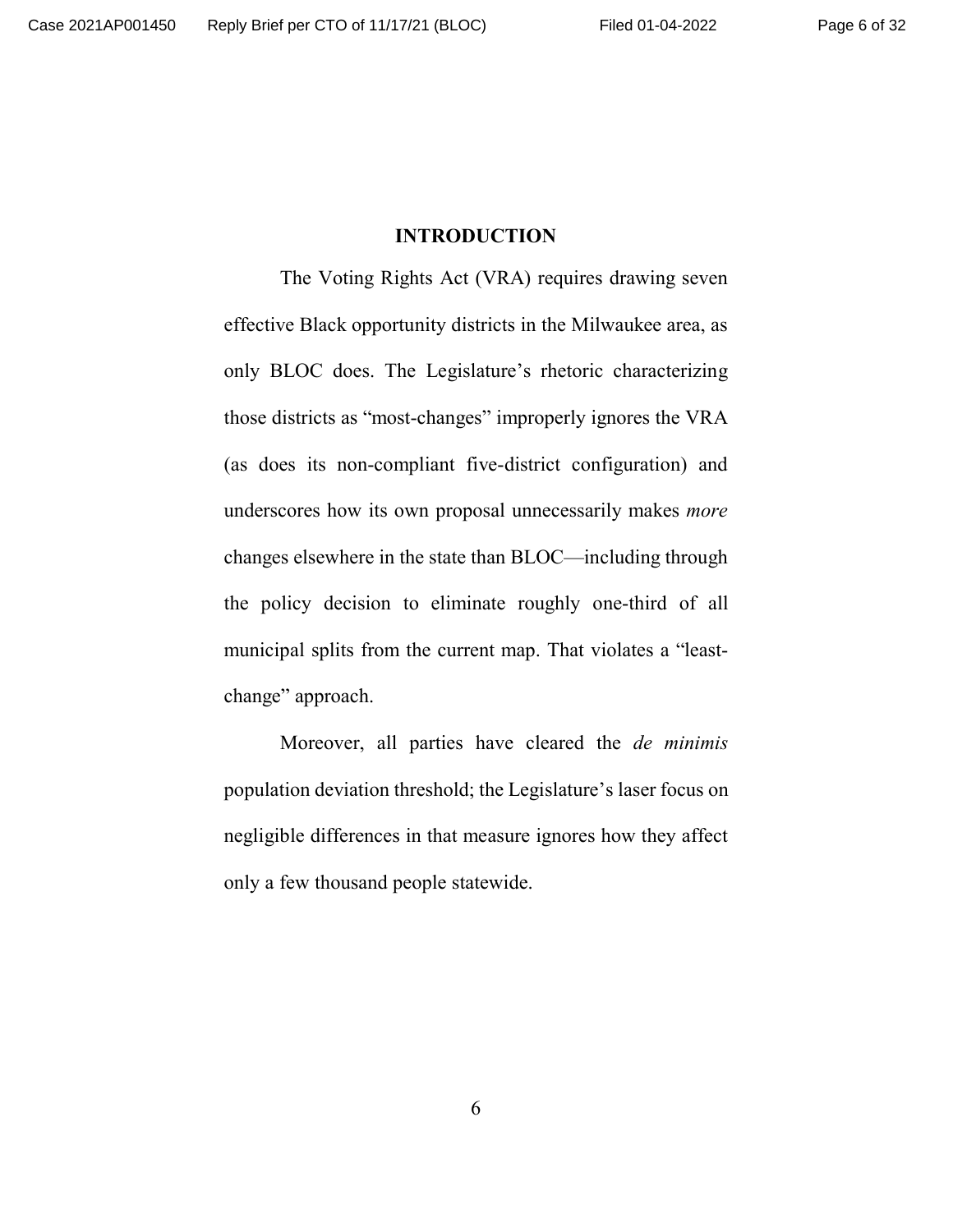# INTRODUCTION

The Voting Rights Act (VRA) requires drawing seven effective Black opportunity districts in the Milwaukee area, as only BLOC does. The Legislature's rhetoric characterizing those districts as "most-changes" improperly ignores the VRA (as does its non-compliant five-district configuration) and underscores how its own proposal unnecessarily makes *more* changes elsewhere in the state than BLOC—including through the policy decision to eliminate roughly one-third of all municipal splits from the current map. That violates a "least-change" approach.

Moreover, all parties have cleared the *de minimis* population deviation threshold; the Legislature's laser focus on negligible differences in that measure ignores how they affect only a few thousand people statewide.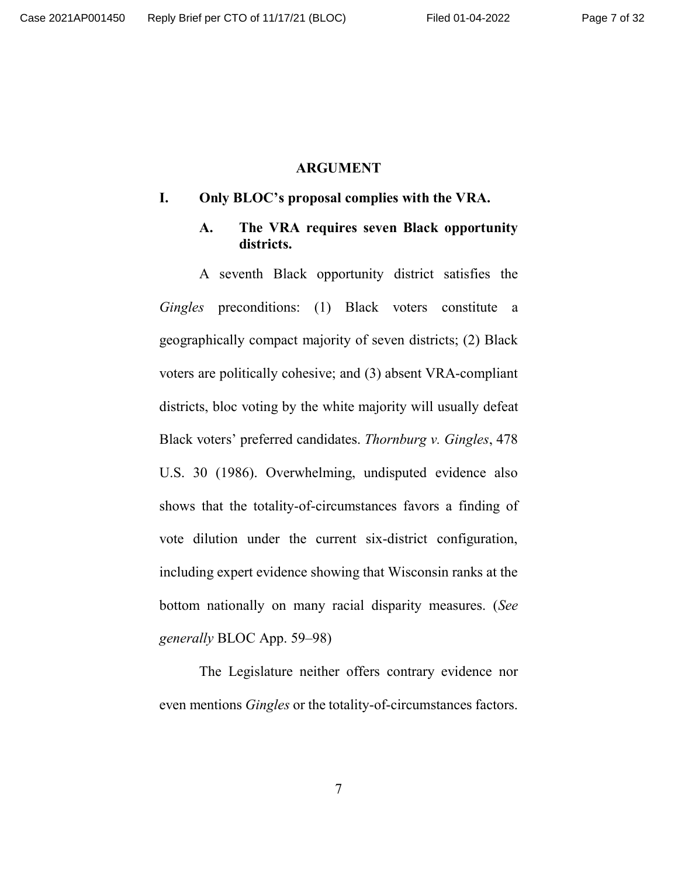## ARGUMENT

### I. Only BLOC's proposal complies with the VRA.

#### A. The VRA requires seven Black opportunity districts.

A seventh Black opportunity district satisfies the *Gingles* preconditions: (1) Black voters constitute a geographically compact majority of seven districts; (2) Black voters are politically cohesive; and (3) absent VRA-compliant districts, bloc voting by the white majority will usually defeat Black voters' preferred candidates. *Thornburg v. Gingles*, 478 U.S. 30 (1986). Overwhelming, undisputed evidence also shows that the totality-of-circumstances favors a finding of vote dilution under the current six-district configuration, including expert evidence showing that Wisconsin ranks at the bottom nationally on many racial disparity measures. (*See generally* BLOC App. 59–98)

The Legislature neither offers contrary evidence nor even mentions *Gingles* or the totality-of-circumstances factors.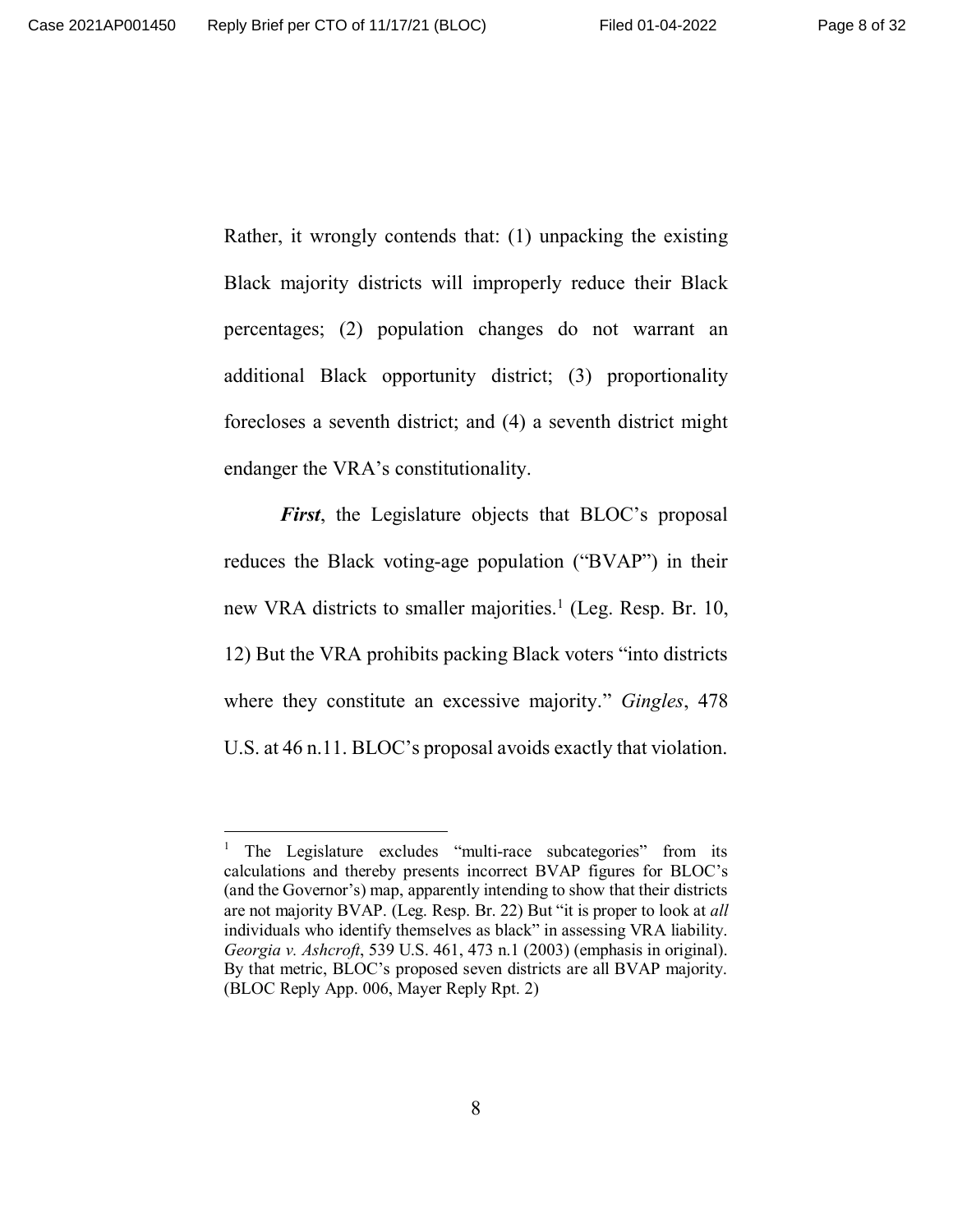Rather, it wrongly contends that: (1) unpacking the existing Black majority districts will improperly reduce their Black percentages; (2) population changes do not warrant an additional Black opportunity district; (3) proportionality forecloses a seventh district; and (4) a seventh district might endanger the VRA's constitutionality.

***First***, the Legislature objects that BLOC's proposal reduces the Black voting-age population ("BVAP") in their new VRA districts to smaller majorities.[1] (Leg. Resp. Br. 10, 12) But the VRA prohibits packing Black voters "into districts where they constitute an excessive majority." *Gingles*, 478 U.S. at 46 n.11. BLOC's proposal avoids exactly that violation.

---

[1] The Legislature excludes "multi-race subcategories" from its calculations and thereby presents incorrect BVAP figures for BLOC's (and the Governor's) map, apparently intending to show that their districts are not majority BVAP. (Leg. Resp. Br. 22) But "it is proper to look at *all* individuals who identify themselves as black" in assessing VRA liability. *Georgia v. Ashcroft*, 539 U.S. 461, 473 n.1 (2003) (emphasis in original). By that metric, BLOC's proposed seven districts are all BVAP majority. (BLOC Reply App. 006, Mayer Reply Rpt. 2)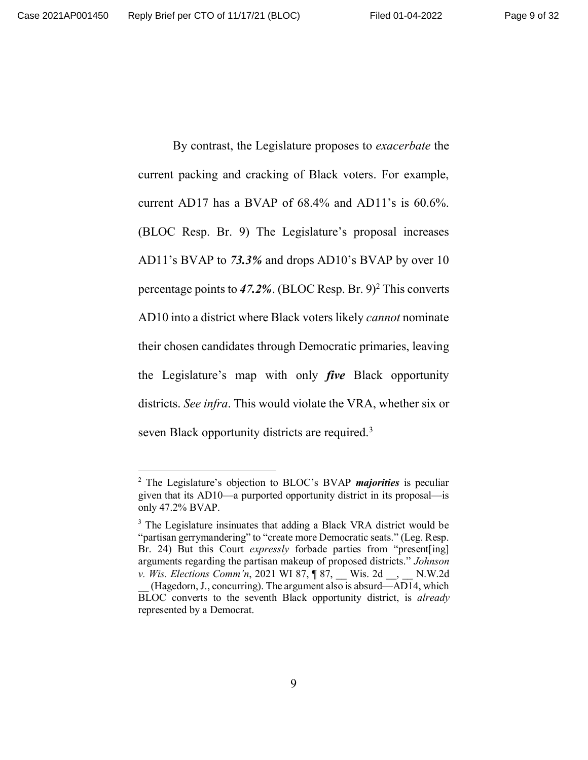By contrast, the Legislature proposes to *exacerbate* the current packing and cracking of Black voters. For example, current AD17 has a BVAP of 68.4% and AD11's is 60.6%. (BLOC Resp. Br. 9) The Legislature's proposal increases AD11's BVAP to ***73.3%*** and drops AD10's BVAP by over 10 percentage points to ***47.2%***. (BLOC Resp. Br. 9)[2] This converts AD10 into a district where Black voters likely *cannot* nominate their chosen candidates through Democratic primaries, leaving the Legislature's map with only ***five*** Black opportunity districts. *See infra*. This would violate the VRA, whether six or seven Black opportunity districts are required.[3]

---

[2] The Legislature's objection to BLOC's BVAP ***majorities*** is peculiar given that its AD10—a purported opportunity district in its proposal—is only 47.2% BVAP.

[3] The Legislature insinuates that adding a Black VRA district would be "partisan gerrymandering" to "create more Democratic seats." (Leg. Resp. Br. 24) But this Court *expressly* forbade parties from "present[ing] arguments regarding the partisan makeup of proposed districts." *Johnson v. Wis. Elections Comm'n*, 2021 WI 87, ¶ 87, __ Wis. 2d __, __ N.W.2d __ (Hagedorn, J., concurring). The argument also is absurd—AD14, which BLOC converts to the seventh Black opportunity district, is *already* represented by a Democrat.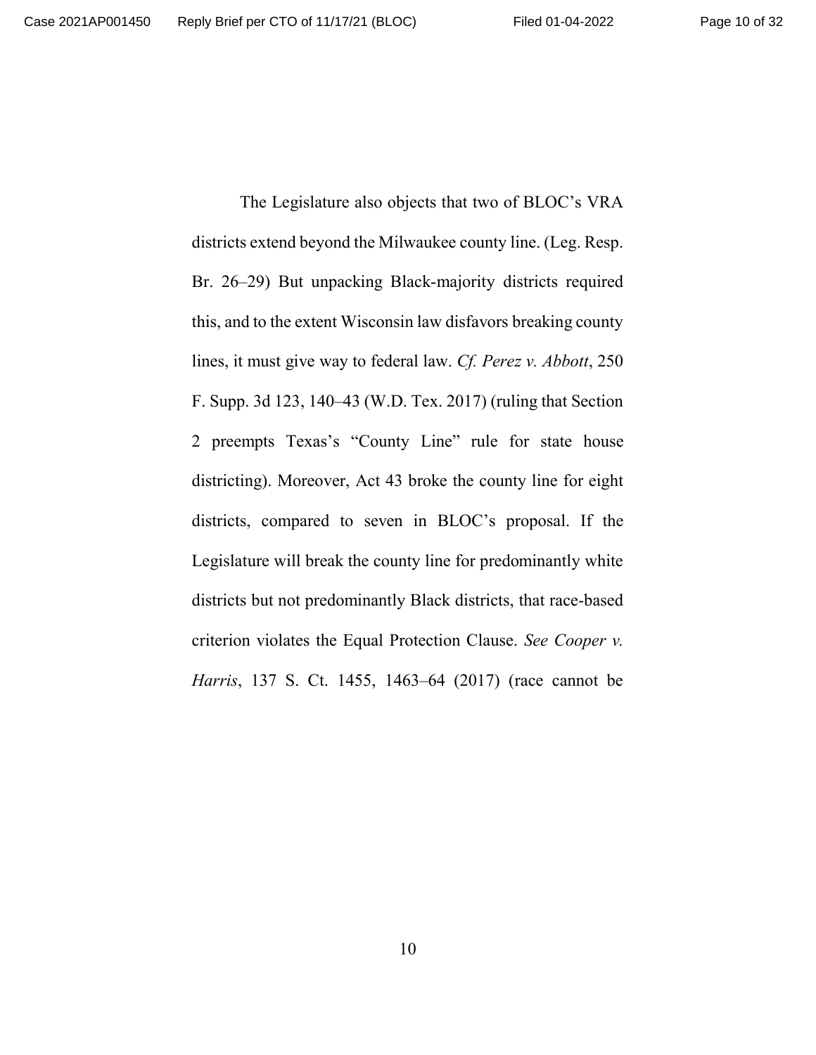The Legislature also objects that two of BLOC's VRA districts extend beyond the Milwaukee county line. (Leg. Resp. Br. 26–29) But unpacking Black-majority districts required this, and to the extent Wisconsin law disfavors breaking county lines, it must give way to federal law. *Cf. Perez v. Abbott*, 250 F. Supp. 3d 123, 140–43 (W.D. Tex. 2017) (ruling that Section 2 preempts Texas's "County Line" rule for state house districting). Moreover, Act 43 broke the county line for eight districts, compared to seven in BLOC's proposal. If the Legislature will break the county line for predominantly white districts but not predominantly Black districts, that race-based criterion violates the Equal Protection Clause. *See Cooper v. Harris*, 137 S. Ct. 1455, 1463–64 (2017) (race cannot be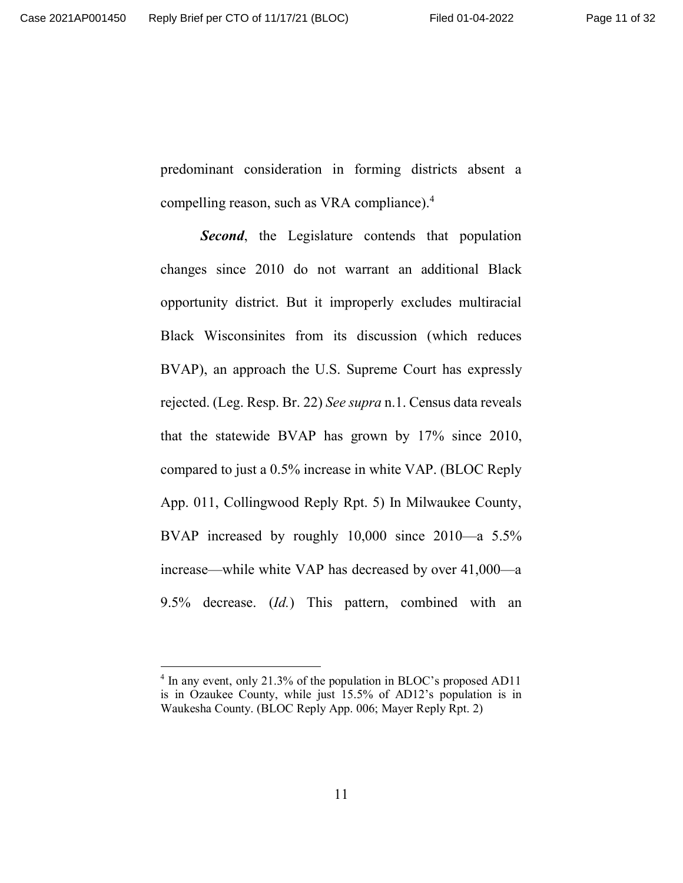predominant consideration in forming districts absent a compelling reason, such as VRA compliance).[4]

***Second***, the Legislature contends that population changes since 2010 do not warrant an additional Black opportunity district. But it improperly excludes multiracial Black Wisconsinites from its discussion (which reduces BVAP), an approach the U.S. Supreme Court has expressly rejected. (Leg. Resp. Br. 22) *See supra* n.1. Census data reveals that the statewide BVAP has grown by 17% since 2010, compared to just a 0.5% increase in white VAP. (BLOC Reply App. 011, Collingwood Reply Rpt. 5) In Milwaukee County, BVAP increased by roughly 10,000 since 2010—a 5.5% increase—while white VAP has decreased by over 41,000—a 9.5% decrease. (*Id.*) This pattern, combined with an

---

[4] In any event, only 21.3% of the population in BLOC's proposed AD11 is in Ozaukee County, while just 15.5% of AD12's population is in Waukesha County. (BLOC Reply App. 006; Mayer Reply Rpt. 2)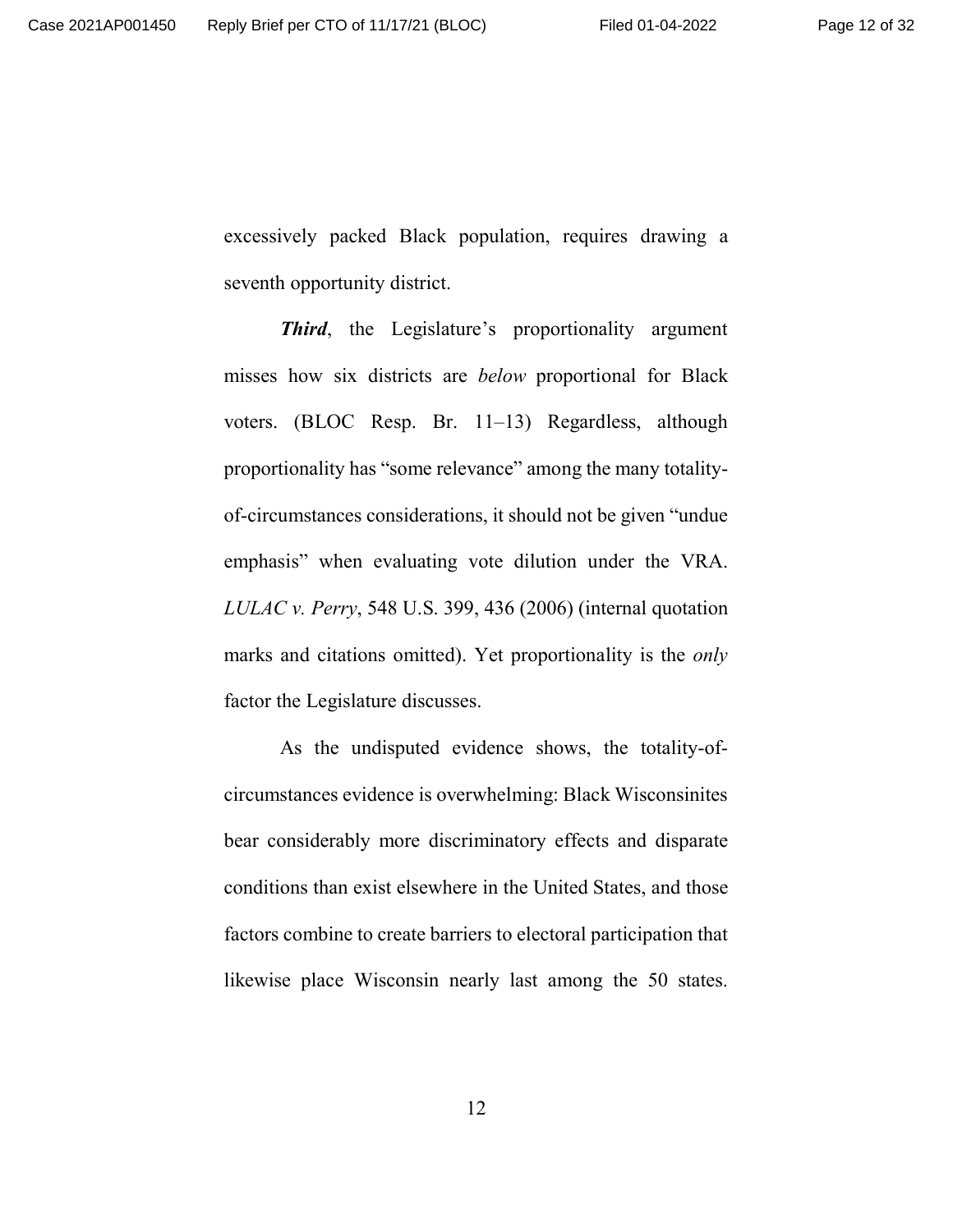excessively packed Black population, requires drawing a seventh opportunity district.

***Third***, the Legislature's proportionality argument misses how six districts are *below* proportional for Black voters. (BLOC Resp. Br. 11–13) Regardless, although proportionality has "some relevance" among the many totality-of-circumstances considerations, it should not be given "undue emphasis" when evaluating vote dilution under the VRA. *LULAC v. Perry*, 548 U.S. 399, 436 (2006) (internal quotation marks and citations omitted). Yet proportionality is the *only* factor the Legislature discusses.

As the undisputed evidence shows, the totality-of-circumstances evidence is overwhelming: Black Wisconsinites bear considerably more discriminatory effects and disparate conditions than exist elsewhere in the United States, and those factors combine to create barriers to electoral participation that likewise place Wisconsin nearly last among the 50 states.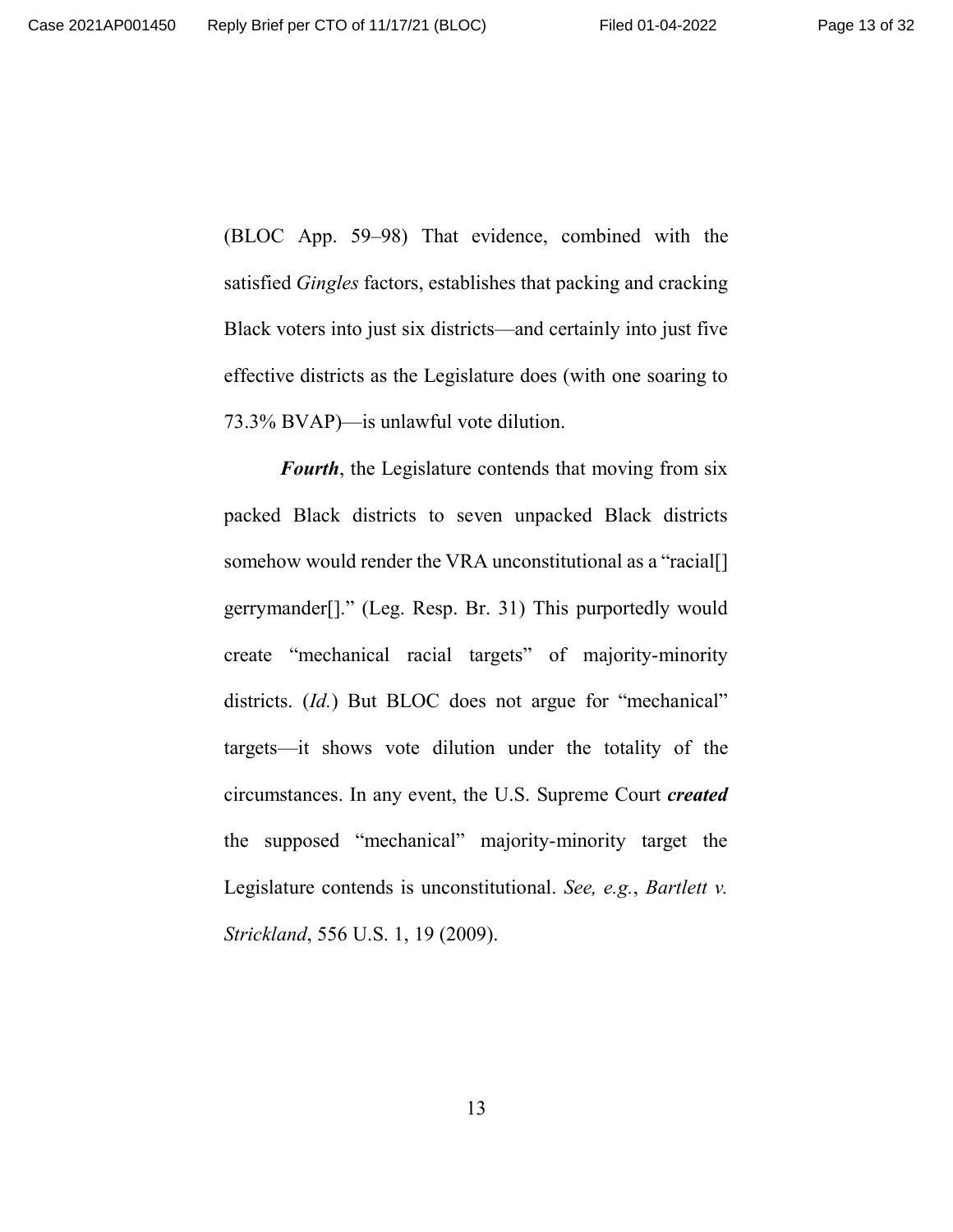(BLOC App. 59–98) That evidence, combined with the satisfied *Gingles* factors, establishes that packing and cracking Black voters into just six districts—and certainly into just five effective districts as the Legislature does (with one soaring to 73.3% BVAP)—is unlawful vote dilution.

***Fourth***, the Legislature contends that moving from six packed Black districts to seven unpacked Black districts somehow would render the VRA unconstitutional as a "racial[] gerrymander[]." (Leg. Resp. Br. 31) This purportedly would create "mechanical racial targets" of majority-minority districts. (*Id.*) But BLOC does not argue for "mechanical" targets—it shows vote dilution under the totality of the circumstances. In any event, the U.S. Supreme Court ***created*** the supposed "mechanical" majority-minority target the Legislature contends is unconstitutional. *See, e.g.*, *Bartlett v. Strickland*, 556 U.S. 1, 19 (2009).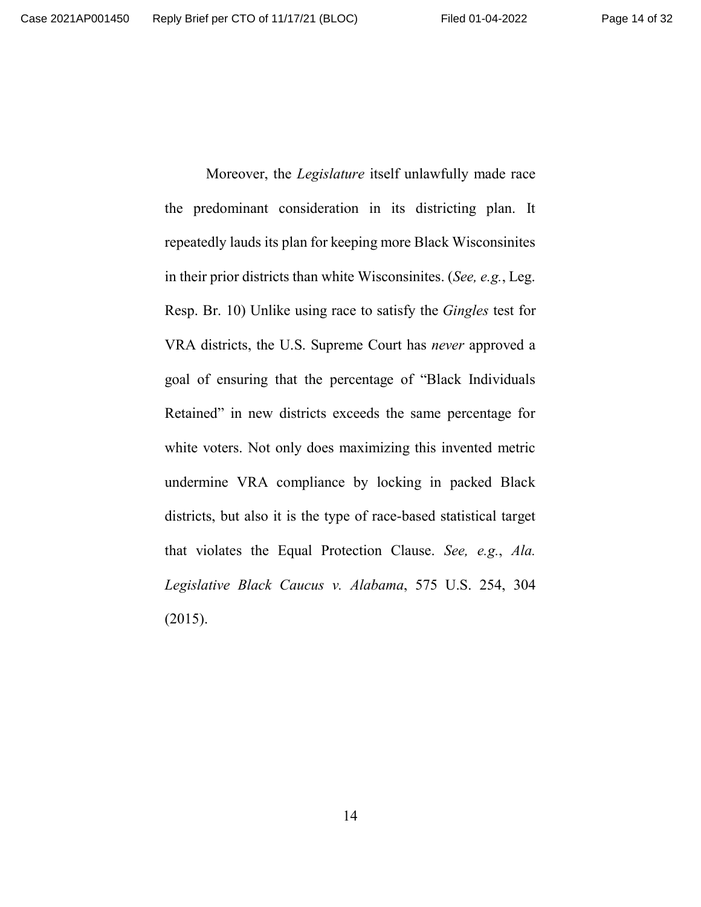Moreover, the *Legislature* itself unlawfully made race the predominant consideration in its districting plan. It repeatedly lauds its plan for keeping more Black Wisconsinites in their prior districts than white Wisconsinites. (*See, e.g.*, Leg. Resp. Br. 10) Unlike using race to satisfy the *Gingles* test for VRA districts, the U.S. Supreme Court has *never* approved a goal of ensuring that the percentage of "Black Individuals Retained" in new districts exceeds the same percentage for white voters. Not only does maximizing this invented metric undermine VRA compliance by locking in packed Black districts, but also it is the type of race-based statistical target that violates the Equal Protection Clause. *See, e.g.*, *Ala. Legislative Black Caucus v. Alabama*, 575 U.S. 254, 304 (2015).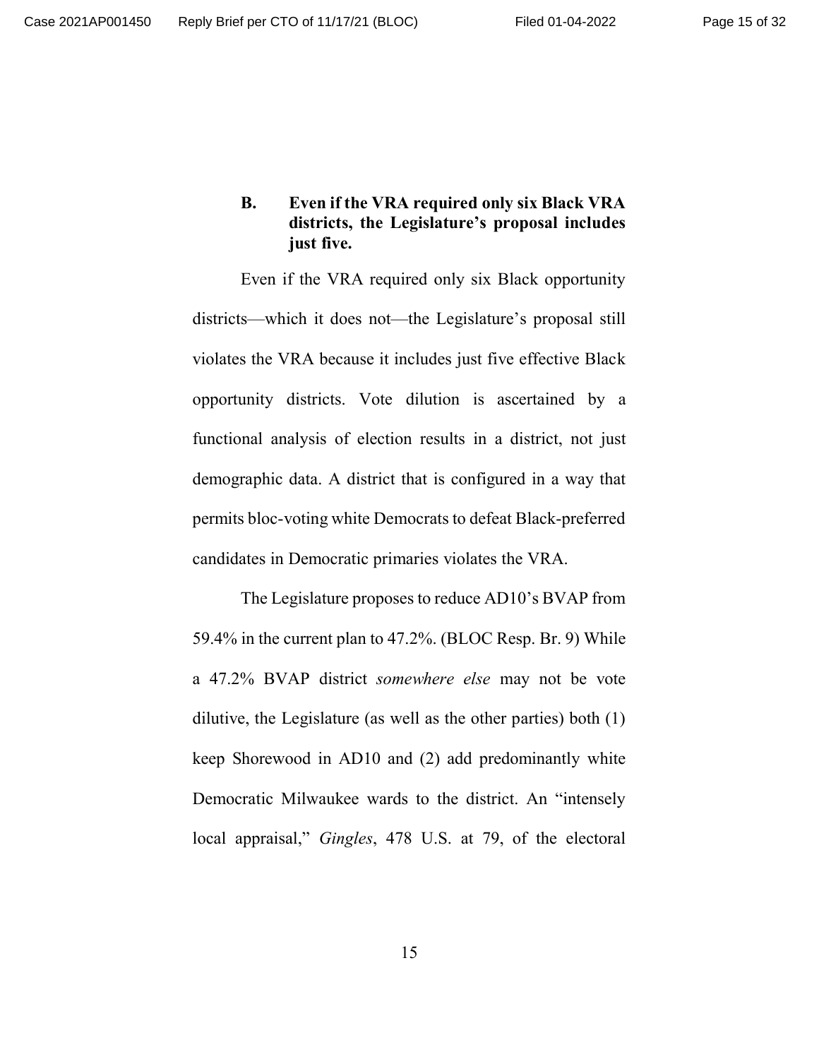### B. Even if the VRA required only six Black VRA districts, the Legislature's proposal includes just five.

Even if the VRA required only six Black opportunity districts—which it does not—the Legislature's proposal still violates the VRA because it includes just five effective Black opportunity districts. Vote dilution is ascertained by a functional analysis of election results in a district, not just demographic data. A district that is configured in a way that permits bloc-voting white Democrats to defeat Black-preferred candidates in Democratic primaries violates the VRA.

The Legislature proposes to reduce AD10's BVAP from 59.4% in the current plan to 47.2%. (BLOC Resp. Br. 9) While a 47.2% BVAP district *somewhere else* may not be vote dilutive, the Legislature (as well as the other parties) both (1) keep Shorewood in AD10 and (2) add predominantly white Democratic Milwaukee wards to the district. An "intensely local appraisal," *Gingles*, 478 U.S. at 79, of the electoral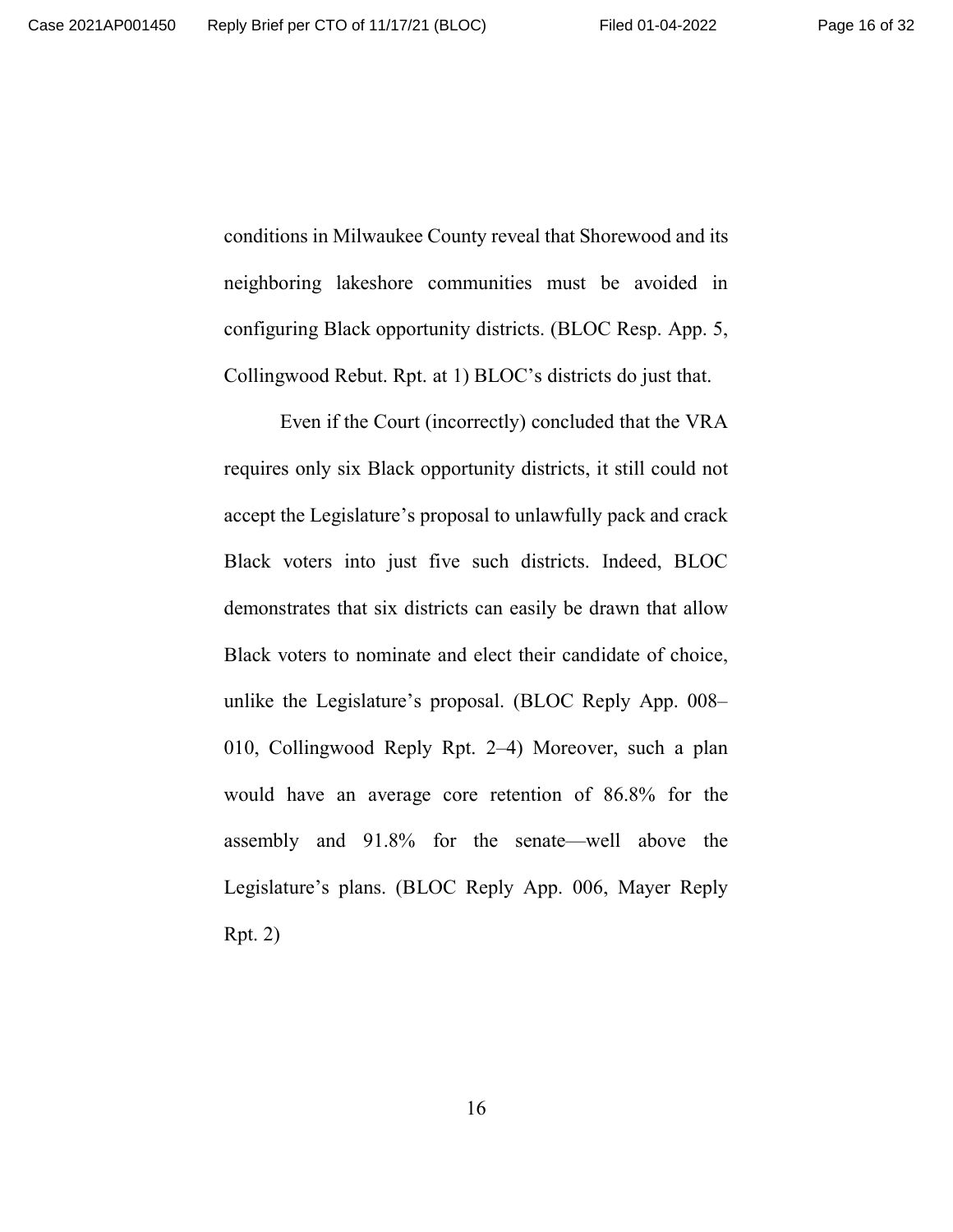conditions in Milwaukee County reveal that Shorewood and its neighboring lakeshore communities must be avoided in configuring Black opportunity districts. (BLOC Resp. App. 5, Collingwood Rebut. Rpt. at 1) BLOC's districts do just that.

Even if the Court (incorrectly) concluded that the VRA requires only six Black opportunity districts, it still could not accept the Legislature's proposal to unlawfully pack and crack Black voters into just five such districts. Indeed, BLOC demonstrates that six districts can easily be drawn that allow Black voters to nominate and elect their candidate of choice, unlike the Legislature's proposal. (BLOC Reply App. 008–010, Collingwood Reply Rpt. 2–4) Moreover, such a plan would have an average core retention of 86.8% for the assembly and 91.8% for the senate—well above the Legislature's plans. (BLOC Reply App. 006, Mayer Reply Rpt. 2)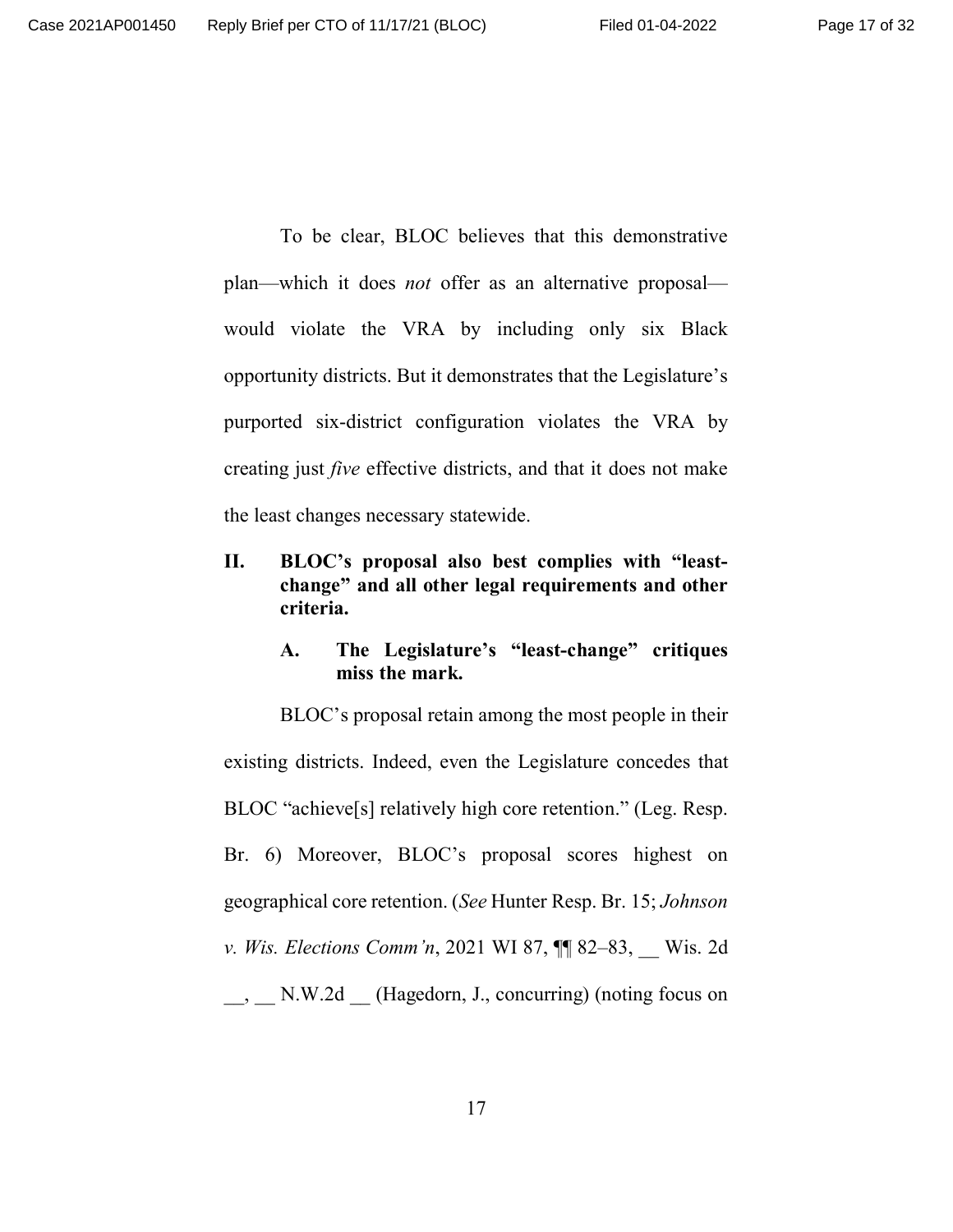To be clear, BLOC believes that this demonstrative plan—which it does *not* offer as an alternative proposal—would violate the VRA by including only six Black opportunity districts. But it demonstrates that the Legislature's purported six-district configuration violates the VRA by creating just *five* effective districts, and that it does not make the least changes necessary statewide.

## II. BLOC's proposal also best complies with "least-change" and all other legal requirements and other criteria.

### A. The Legislature's "least-change" critiques miss the mark.

BLOC's proposal retain among the most people in their existing districts. Indeed, even the Legislature concedes that BLOC "achieve[s] relatively high core retention." (Leg. Resp. Br. 6) Moreover, BLOC's proposal scores highest on geographical core retention. (*See* Hunter Resp. Br. 15; *Johnson v. Wis. Elections Comm'n*, 2021 WI 87, ¶¶ 82–83, __ Wis. 2d __, __ N.W.2d __ (Hagedorn, J., concurring) (noting focus on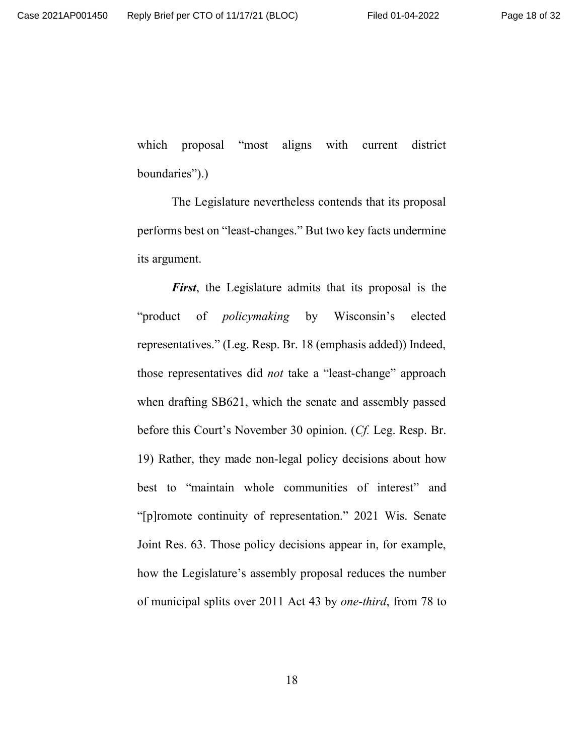which proposal "most aligns with current district boundaries").)

The Legislature nevertheless contends that its proposal performs best on "least-changes." But two key facts undermine its argument.

***First***, the Legislature admits that its proposal is the "product of *policymaking* by Wisconsin's elected representatives." (Leg. Resp. Br. 18 (emphasis added)) Indeed, those representatives did *not* take a "least-change" approach when drafting SB621, which the senate and assembly passed before this Court's November 30 opinion. (*Cf.* Leg. Resp. Br. 19) Rather, they made non-legal policy decisions about how best to "maintain whole communities of interest" and "[p]romote continuity of representation." 2021 Wis. Senate Joint Res. 63. Those policy decisions appear in, for example, how the Legislature's assembly proposal reduces the number of municipal splits over 2011 Act 43 by *one-third*, from 78 to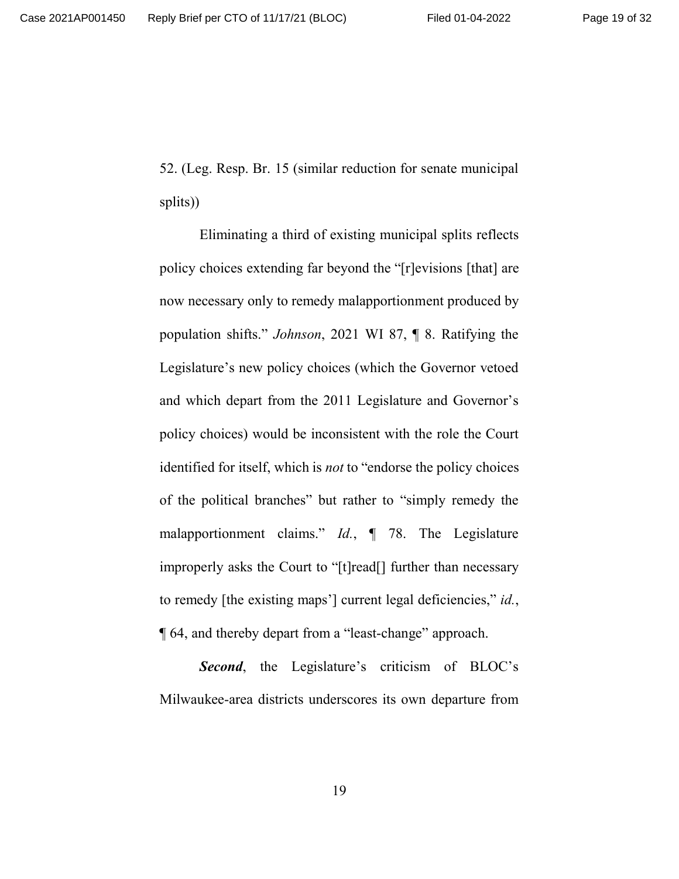52. (Leg. Resp. Br. 15 (similar reduction for senate municipal splits))

Eliminating a third of existing municipal splits reflects policy choices extending far beyond the "[r]evisions [that] are now necessary only to remedy malapportionment produced by population shifts." *Johnson*, 2021 WI 87, ¶ 8. Ratifying the Legislature's new policy choices (which the Governor vetoed and which depart from the 2011 Legislature and Governor's policy choices) would be inconsistent with the role the Court identified for itself, which is *not* to "endorse the policy choices of the political branches" but rather to "simply remedy the malapportionment claims." *Id.*, ¶ 78. The Legislature improperly asks the Court to "[t]read[] further than necessary to remedy [the existing maps'] current legal deficiencies," *id.*, ¶ 64, and thereby depart from a "least-change" approach.

***Second***, the Legislature's criticism of BLOC's Milwaukee-area districts underscores its own departure from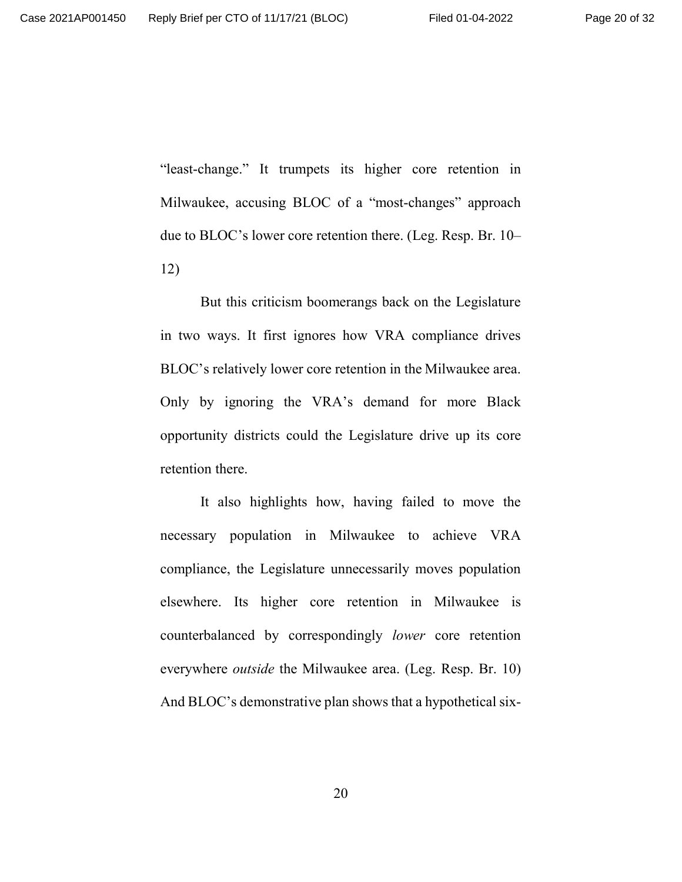"least-change." It trumpets its higher core retention in Milwaukee, accusing BLOC of a "most-changes" approach due to BLOC's lower core retention there. (Leg. Resp. Br. 10–12)

But this criticism boomerangs back on the Legislature in two ways. It first ignores how VRA compliance drives BLOC's relatively lower core retention in the Milwaukee area. Only by ignoring the VRA's demand for more Black opportunity districts could the Legislature drive up its core retention there.

It also highlights how, having failed to move the necessary population in Milwaukee to achieve VRA compliance, the Legislature unnecessarily moves population elsewhere. Its higher core retention in Milwaukee is counterbalanced by correspondingly *lower* core retention everywhere *outside* the Milwaukee area. (Leg. Resp. Br. 10) And BLOC's demonstrative plan shows that a hypothetical six-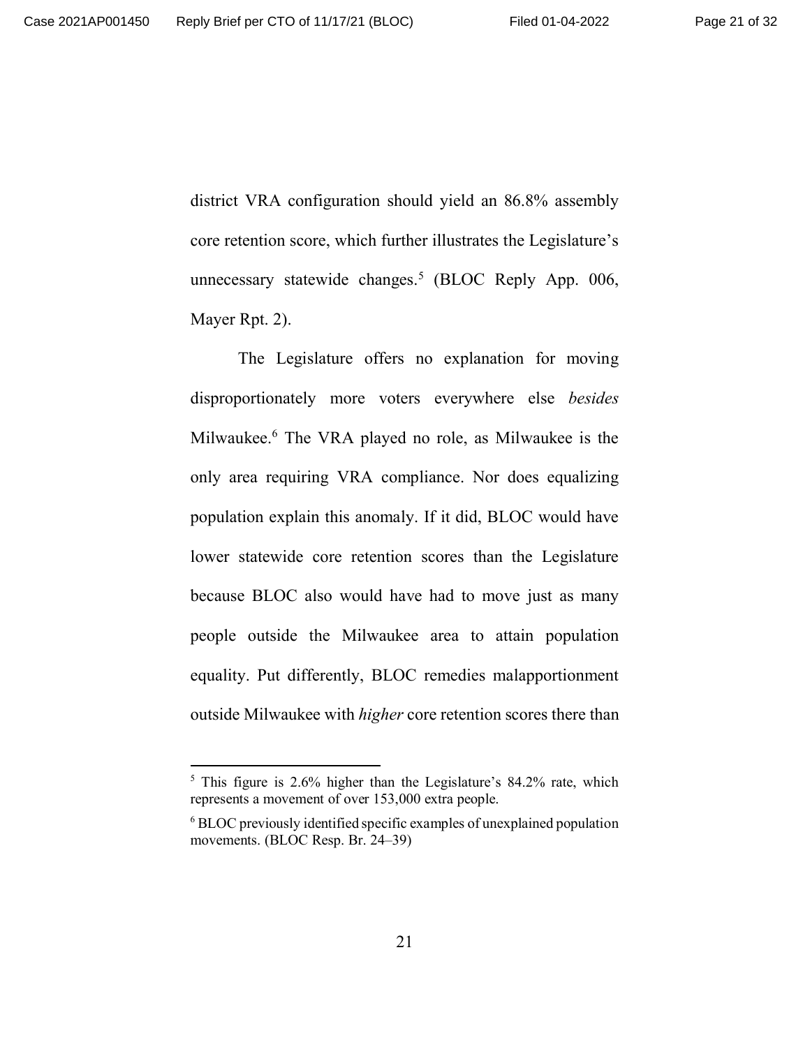district VRA configuration should yield an 86.8% assembly core retention score, which further illustrates the Legislature's unnecessary statewide changes.[5] (BLOC Reply App. 006, Mayer Rpt. 2).

The Legislature offers no explanation for moving disproportionately more voters everywhere else *besides* Milwaukee.[6] The VRA played no role, as Milwaukee is the only area requiring VRA compliance. Nor does equalizing population explain this anomaly. If it did, BLOC would have lower statewide core retention scores than the Legislature because BLOC also would have had to move just as many people outside the Milwaukee area to attain population equality. Put differently, BLOC remedies malapportionment outside Milwaukee with *higher* core retention scores there than

---

[5] This figure is 2.6% higher than the Legislature's 84.2% rate, which represents a movement of over 153,000 extra people.

[6] BLOC previously identified specific examples of unexplained population movements. (BLOC Resp. Br. 24–39)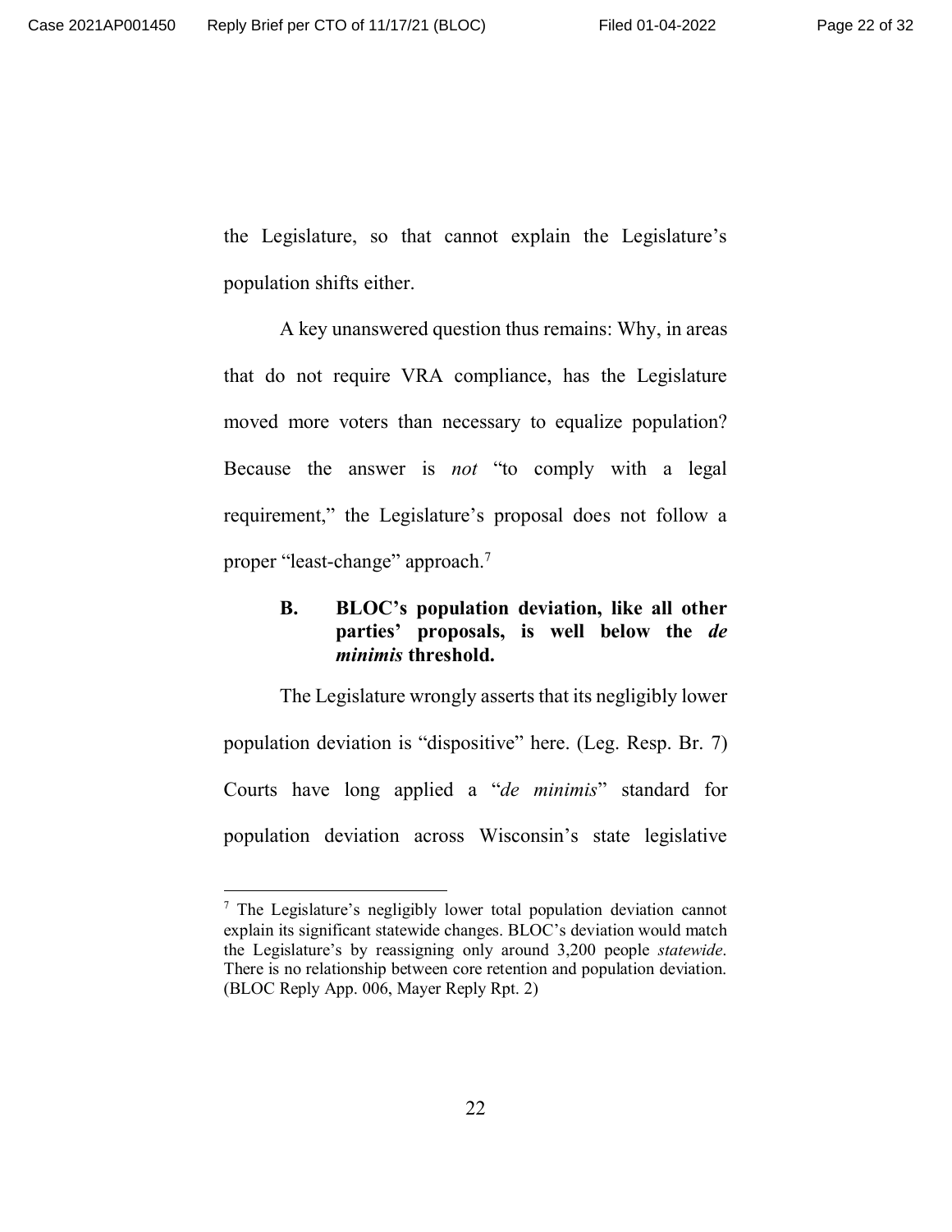the Legislature, so that cannot explain the Legislature's population shifts either.

A key unanswered question thus remains: Why, in areas that do not require VRA compliance, has the Legislature moved more voters than necessary to equalize population? Because the answer is *not* "to comply with a legal requirement," the Legislature's proposal does not follow a proper "least-change" approach.[7]

### B. BLOC's population deviation, like all other parties' proposals, is well below the *de minimis* threshold.

The Legislature wrongly asserts that its negligibly lower population deviation is "dispositive" here. (Leg. Resp. Br. 7) Courts have long applied a "*de minimis*" standard for population deviation across Wisconsin's state legislative

---

[7] The Legislature's negligibly lower total population deviation cannot explain its significant statewide changes. BLOC's deviation would match the Legislature's by reassigning only around 3,200 people *statewide*. There is no relationship between core retention and population deviation. (BLOC Reply App. 006, Mayer Reply Rpt. 2)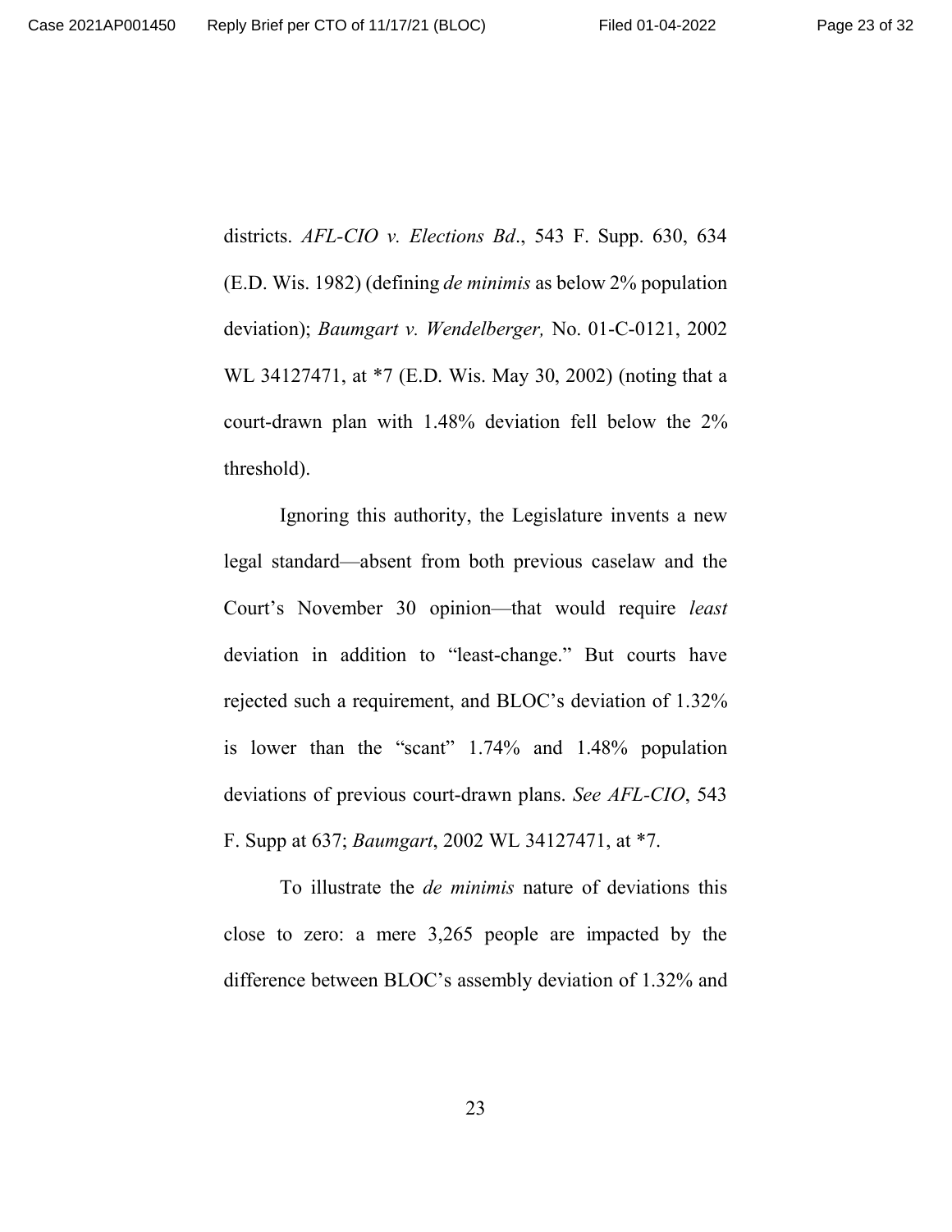districts. *AFL-CIO v. Elections Bd*., 543 F. Supp. 630, 634 (E.D. Wis. 1982) (defining *de minimis* as below 2% population deviation); *Baumgart v. Wendelberger,* No. 01-C-0121, 2002 WL 34127471, at *7 (E.D. Wis. May 30, 2002) (noting that a court-drawn plan with 1.48% deviation fell below the 2% threshold).

Ignoring this authority, the Legislature invents a new legal standard—absent from both previous caselaw and the Court's November 30 opinion—that would require *least* deviation in addition to "least-change." But courts have rejected such a requirement, and BLOC's deviation of 1.32% is lower than the "scant" 1.74% and 1.48% population deviations of previous court-drawn plans. *See AFL-CIO*, 543 F. Supp at 637; *Baumgart*, 2002 WL 34127471, at *7.

To illustrate the *de minimis* nature of deviations this close to zero: a mere 3,265 people are impacted by the difference between BLOC's assembly deviation of 1.32% and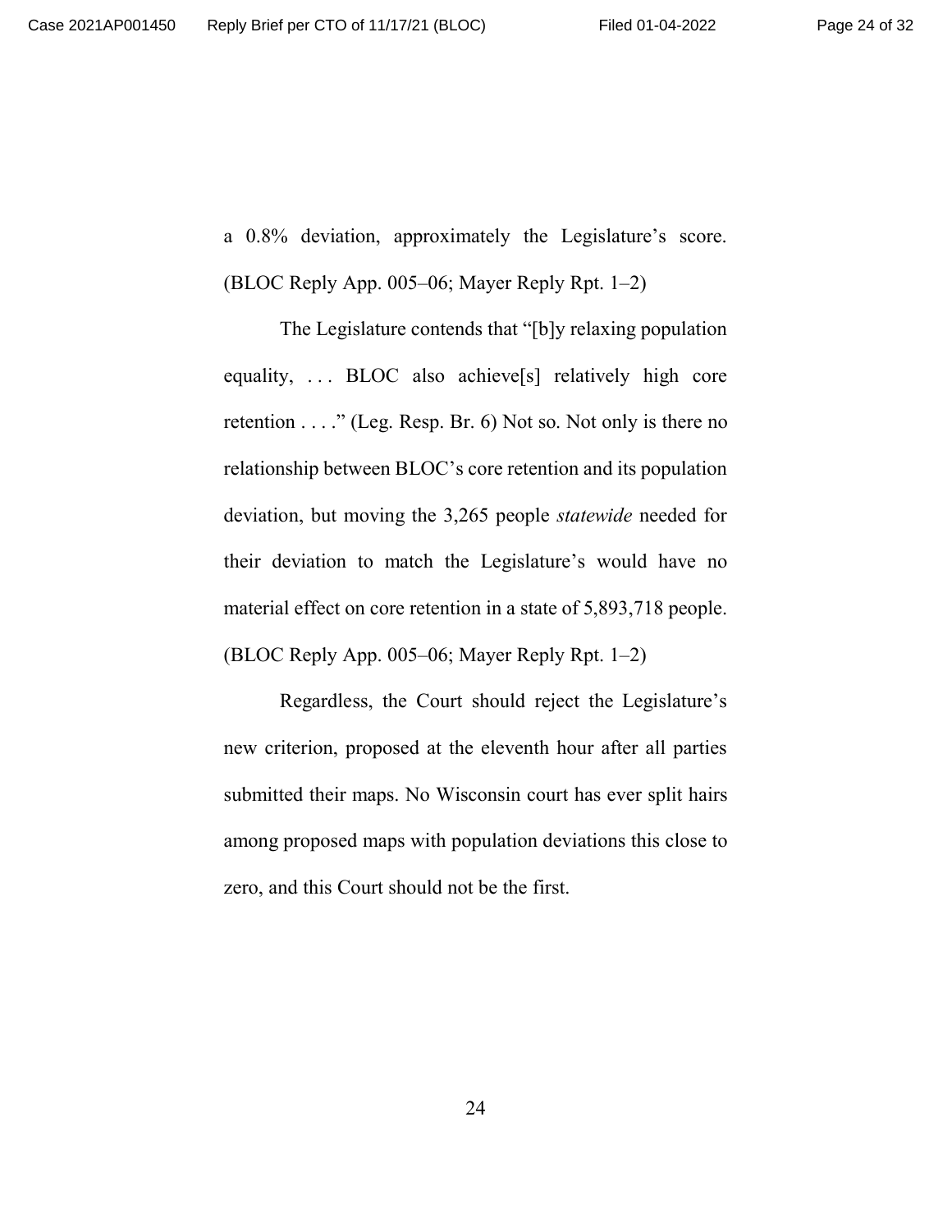a 0.8% deviation, approximately the Legislature's score. (BLOC Reply App. 005–06; Mayer Reply Rpt. 1–2)

The Legislature contends that "[b]y relaxing population equality, . . . BLOC also achieve[s] relatively high core retention . . . ." (Leg. Resp. Br. 6) Not so. Not only is there no relationship between BLOC's core retention and its population deviation, but moving the 3,265 people *statewide* needed for their deviation to match the Legislature's would have no material effect on core retention in a state of 5,893,718 people. (BLOC Reply App. 005–06; Mayer Reply Rpt. 1–2)

Regardless, the Court should reject the Legislature's new criterion, proposed at the eleventh hour after all parties submitted their maps. No Wisconsin court has ever split hairs among proposed maps with population deviations this close to zero, and this Court should not be the first.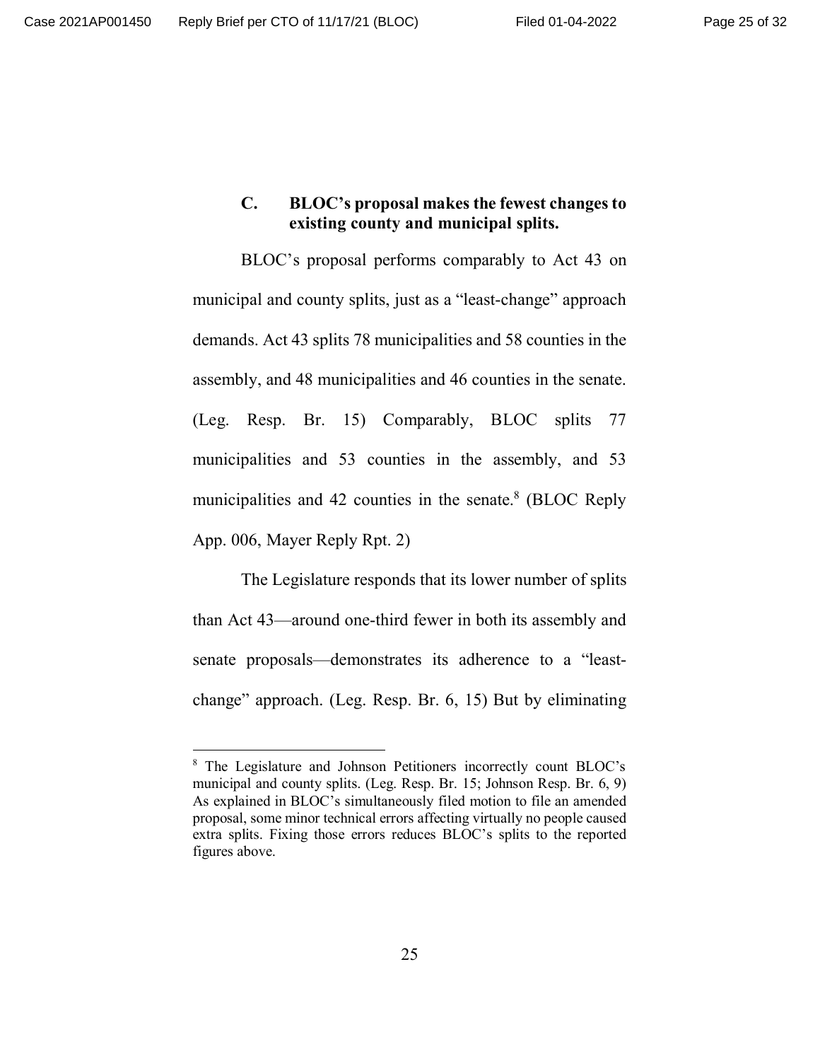### C. BLOC's proposal makes the fewest changes to existing county and municipal splits.

BLOC's proposal performs comparably to Act 43 on municipal and county splits, just as a "least-change" approach demands. Act 43 splits 78 municipalities and 58 counties in the assembly, and 48 municipalities and 46 counties in the senate. (Leg. Resp. Br. 15) Comparably, BLOC splits 77 municipalities and 53 counties in the assembly, and 53 municipalities and 42 counties in the senate.[8] (BLOC Reply App. 006, Mayer Reply Rpt. 2)

The Legislature responds that its lower number of splits than Act 43—around one-third fewer in both its assembly and senate proposals—demonstrates its adherence to a "least-change" approach. (Leg. Resp. Br. 6, 15) But by eliminating

---

[8] The Legislature and Johnson Petitioners incorrectly count BLOC's municipal and county splits. (Leg. Resp. Br. 15; Johnson Resp. Br. 6, 9) As explained in BLOC's simultaneously filed motion to file an amended proposal, some minor technical errors affecting virtually no people caused extra splits. Fixing those errors reduces BLOC's splits to the reported figures above.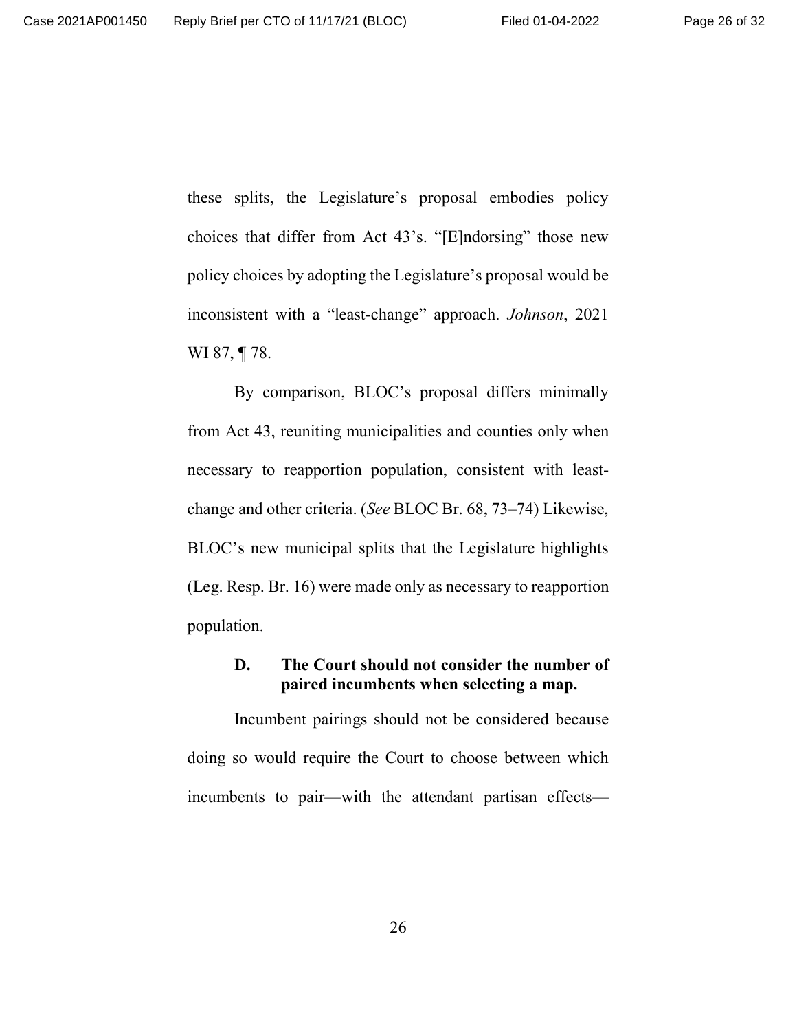these splits, the Legislature's proposal embodies policy choices that differ from Act 43's. "[E]ndorsing" those new policy choices by adopting the Legislature's proposal would be inconsistent with a "least-change" approach. *Johnson*, 2021 WI 87, ¶ 78.

By comparison, BLOC's proposal differs minimally from Act 43, reuniting municipalities and counties only when necessary to reapportion population, consistent with least-change and other criteria. (*See* BLOC Br. 68, 73–74) Likewise, BLOC's new municipal splits that the Legislature highlights (Leg. Resp. Br. 16) were made only as necessary to reapportion population.

### D. The Court should not consider the number of paired incumbents when selecting a map.

Incumbent pairings should not be considered because doing so would require the Court to choose between which incumbents to pair—with the attendant partisan effects—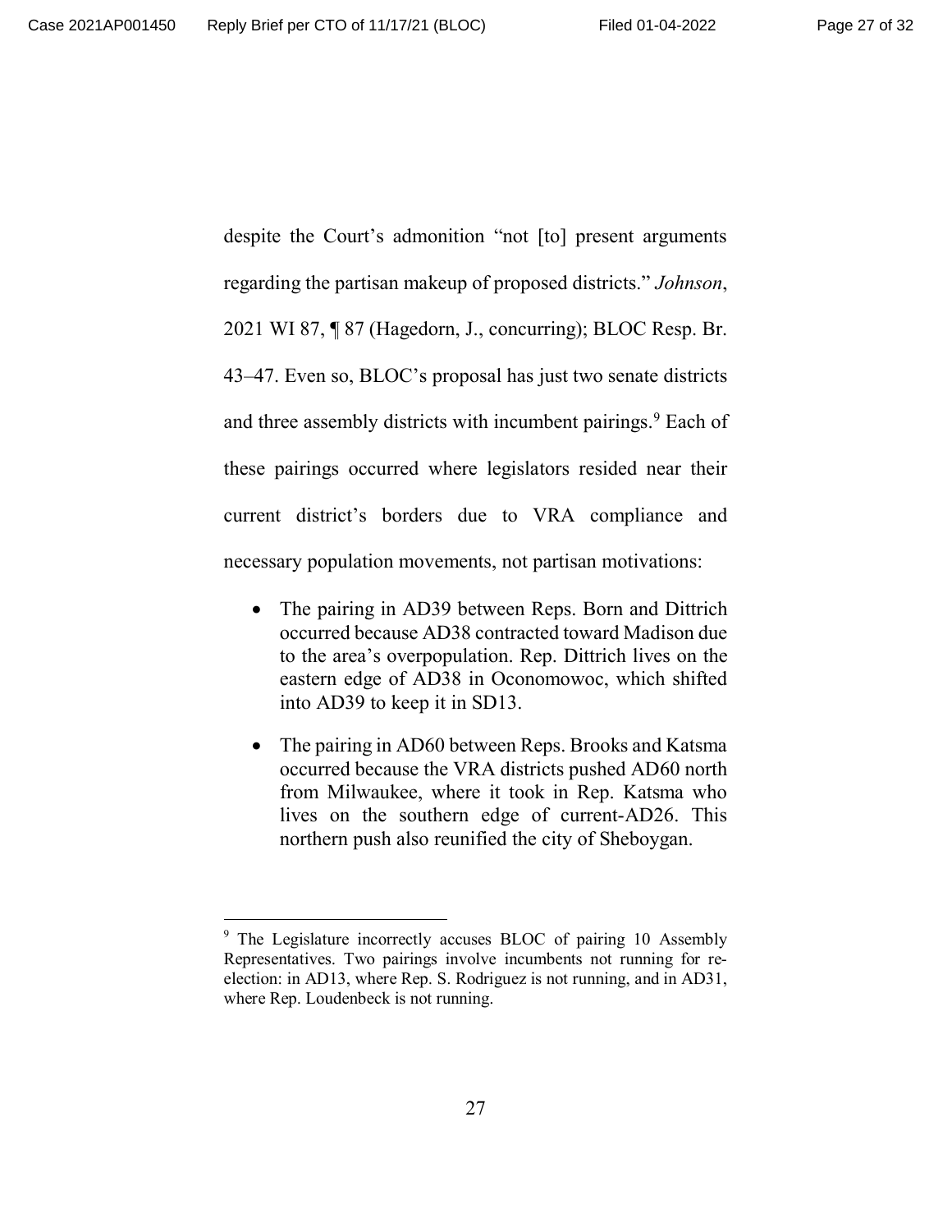despite the Court's admonition "not [to] present arguments regarding the partisan makeup of proposed districts." *Johnson*, 2021 WI 87, ¶ 87 (Hagedorn, J., concurring); BLOC Resp. Br. 43–47. Even so, BLOC's proposal has just two senate districts and three assembly districts with incumbent pairings.[9] Each of these pairings occurred where legislators resided near their current district's borders due to VRA compliance and necessary population movements, not partisan motivations:

- The pairing in AD39 between Reps. Born and Dittrich occurred because AD38 contracted toward Madison due to the area's overpopulation. Rep. Dittrich lives on the eastern edge of AD38 in Oconomowoc, which shifted into AD39 to keep it in SD13.
- The pairing in AD60 between Reps. Brooks and Katsma occurred because the VRA districts pushed AD60 north from Milwaukee, where it took in Rep. Katsma who lives on the southern edge of current-AD26. This northern push also reunified the city of Sheboygan.

[9] The Legislature incorrectly accuses BLOC of pairing 10 Assembly Representatives. Two pairings involve incumbents not running for re-election: in AD13, where Rep. S. Rodriguez is not running, and in AD31, where Rep. Loudenbeck is not running.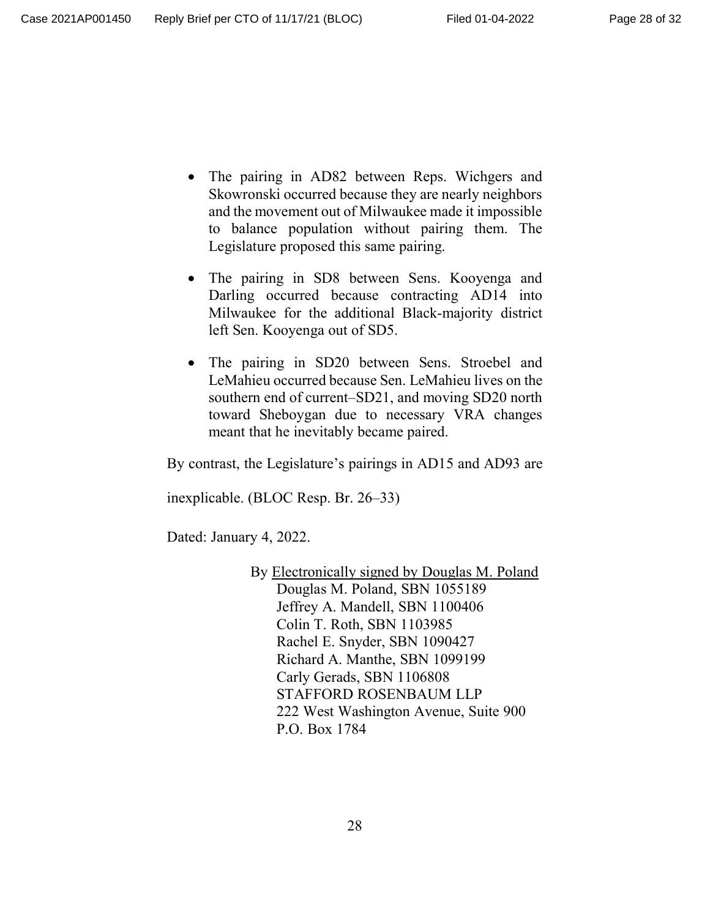- The pairing in AD82 between Reps. Wichgers and Skowronski occurred because they are nearly neighbors and the movement out of Milwaukee made it impossible to balance population without pairing them. The Legislature proposed this same pairing.

- The pairing in SD8 between Sens. Kooyenga and Darling occurred because contracting AD14 into Milwaukee for the additional Black-majority district left Sen. Kooyenga out of SD5.

- The pairing in SD20 between Sens. Stroebel and LeMahieu occurred because Sen. LeMahieu lives on the southern end of current–SD21, and moving SD20 north toward Sheboygan due to necessary VRA changes meant that he inevitably became paired.

By contrast, the Legislature's pairings in AD15 and AD93 are inexplicable. (BLOC Resp. Br. 26–33)

Dated: January 4, 2022.

By Electronically signed by Douglas M. Poland
Douglas M. Poland, SBN 1055189
Jeffrey A. Mandell, SBN 1100406
Colin T. Roth, SBN 1103985
Rachel E. Snyder, SBN 1090427
Richard A. Manthe, SBN 1099199
Carly Gerads, SBN 1106808
STAFFORD ROSENBAUM LLP
222 West Washington Avenue, Suite 900
P.O. Box 1784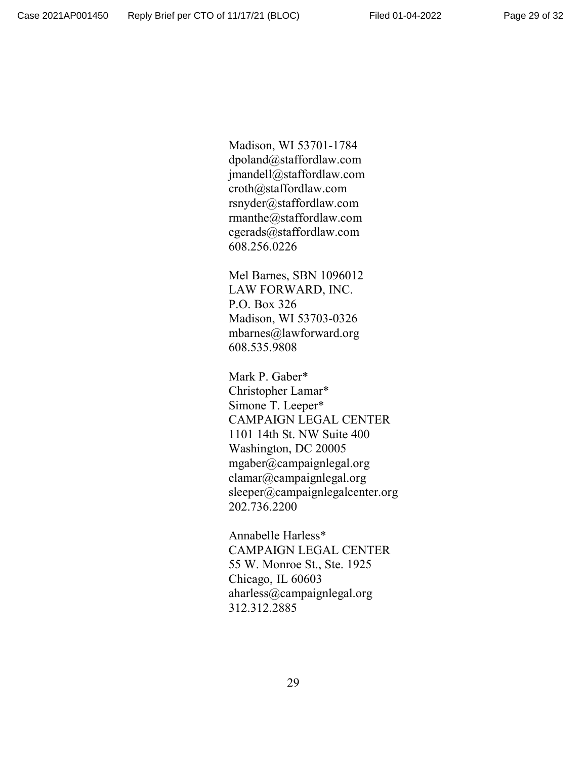Madison, WI 53701-1784
dpoland@staffordlaw.com
jmandell@staffordlaw.com
croth@staffordlaw.com
rsnyder@staffordlaw.com
rmanthe@staffordlaw.com
cgerads@staffordlaw.com
608.256.0226

Mel Barnes, SBN 1096012
LAW FORWARD, INC.
P.O. Box 326
Madison, WI 53703-0326
mbarnes@lawforward.org
608.535.9808

Mark P. Gaber*
Christopher Lamar*
Simone T. Leeper*
CAMPAIGN LEGAL CENTER
1101 14th St. NW Suite 400
Washington, DC 20005
mgaber@campaignlegal.org
clamar@campaignlegal.org
sleeper@campaignlegalcenter.org
202.736.2200

Annabelle Harless*
CAMPAIGN LEGAL CENTER
55 W. Monroe St., Ste. 1925
Chicago, IL 60603
aharless@campaignlegal.org
312.312.2885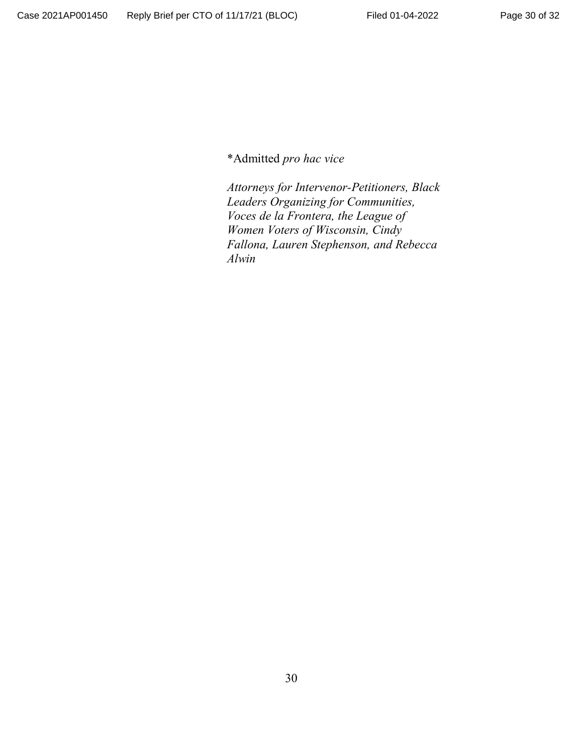*Admitted *pro hac vice*

*Attorneys for Intervenor-Petitioners, Black Leaders Organizing for Communities, Voces de la Frontera, the League of Women Voters of Wisconsin, Cindy Fallona, Lauren Stephenson, and Rebecca Alwin*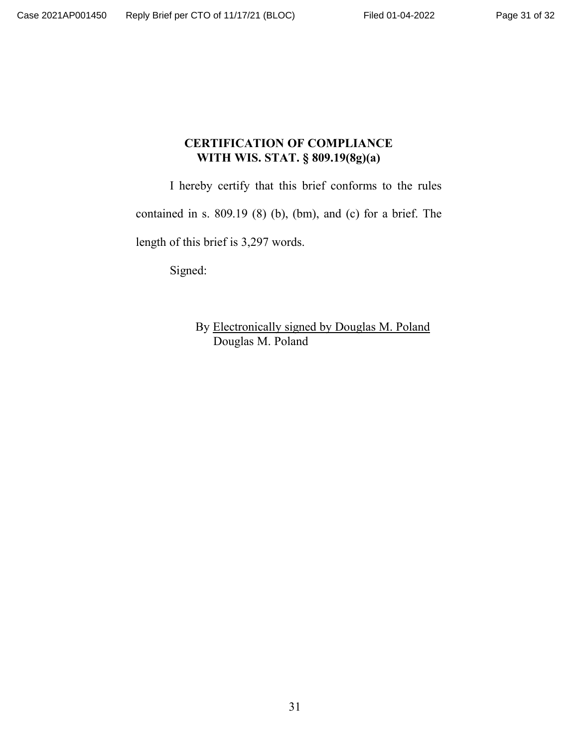# CERTIFICATION OF COMPLIANCE WITH WIS. STAT. § 809.19(8g)(a)

I hereby certify that this brief conforms to the rules contained in s. 809.19 (8) (b), (bm), and (c) for a brief. The length of this brief is 3,297 words.

Signed:

By Electronically signed by Douglas M. Poland
Douglas M. Poland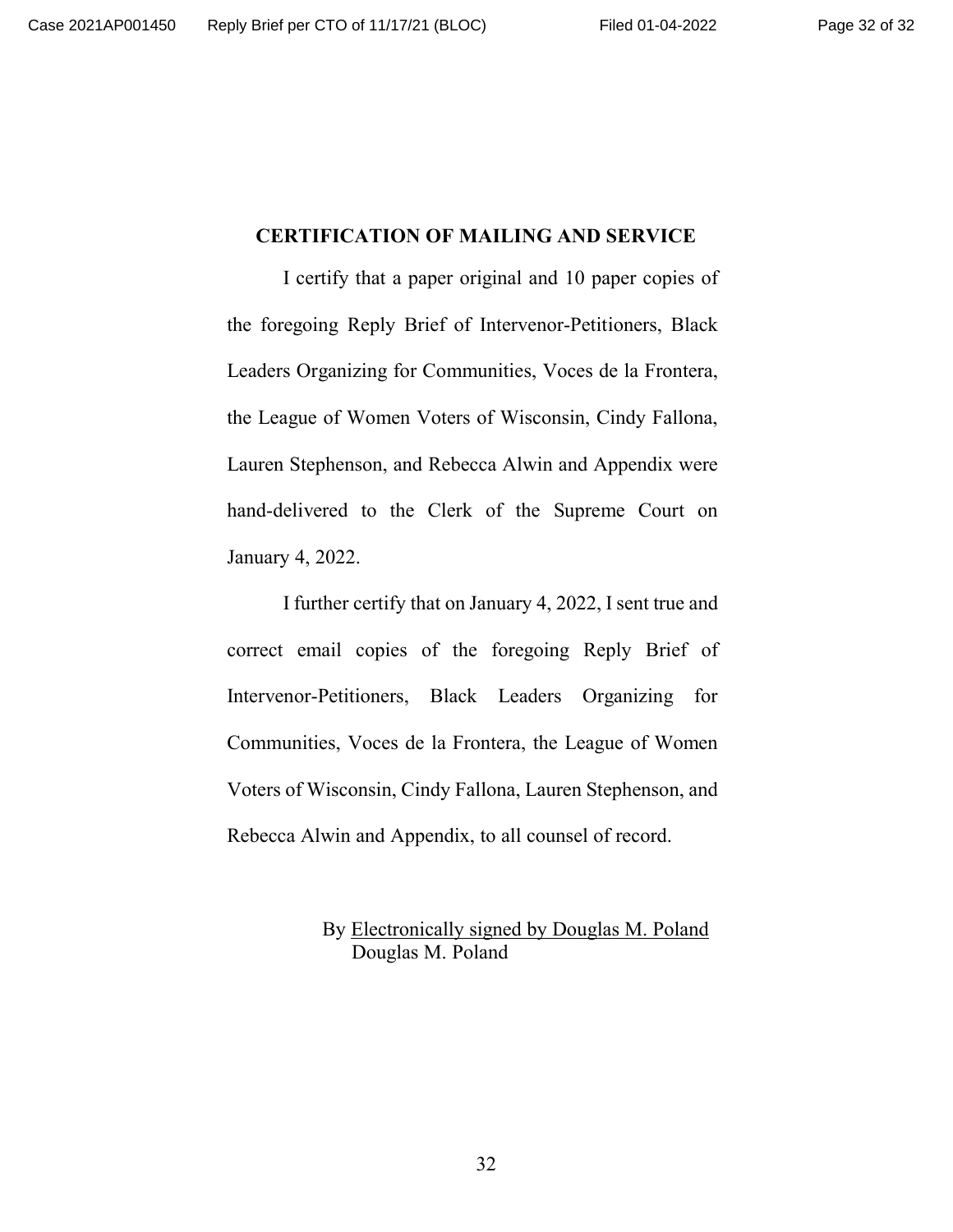## CERTIFICATION OF MAILING AND SERVICE

I certify that a paper original and 10 paper copies of the foregoing Reply Brief of Intervenor-Petitioners, Black Leaders Organizing for Communities, Voces de la Frontera, the League of Women Voters of Wisconsin, Cindy Fallona, Lauren Stephenson, and Rebecca Alwin and Appendix were hand-delivered to the Clerk of the Supreme Court on January 4, 2022.

I further certify that on January 4, 2022, I sent true and correct email copies of the foregoing Reply Brief of Intervenor-Petitioners, Black Leaders Organizing for Communities, Voces de la Frontera, the League of Women Voters of Wisconsin, Cindy Fallona, Lauren Stephenson, and Rebecca Alwin and Appendix, to all counsel of record.

By Electronically signed by Douglas M. Poland
Douglas M. Poland